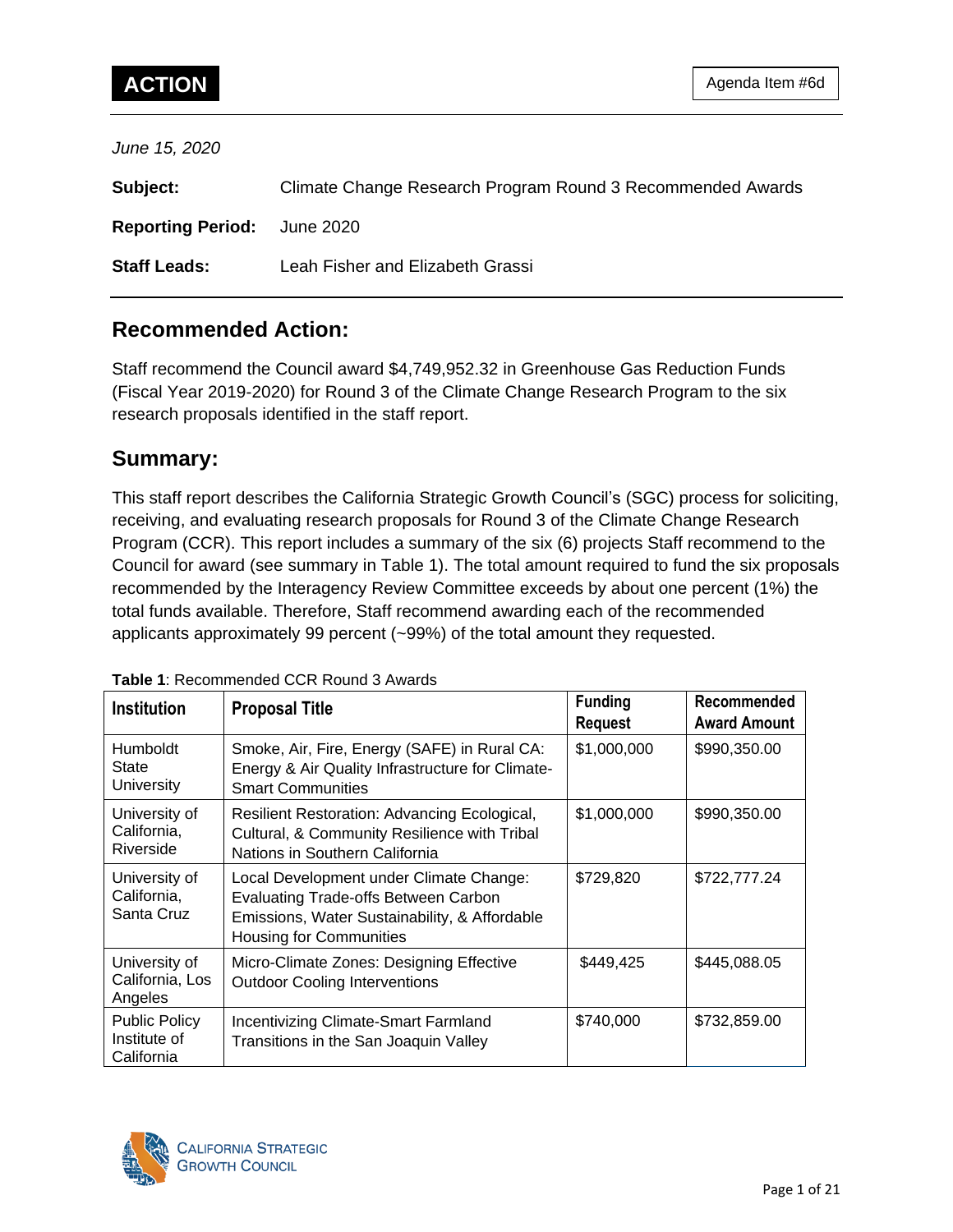**ACTION**

Agenda Item #6d

*June 15, 2020*

**Subject:** Climate Change Research Program Round 3 Recommended Awards

**Reporting Period:** June 2020

**Staff Leads:** Leah Fisher and Elizabeth Grassi

## Recommended Action:

Staff recommend the Council award $4,749,952.32 in Greenhouse Gas Reduction Funds (Fiscal Year 2019-2020) for Round 3 of the Climate Change Research Program to the six research proposals identified in the staff report.

## Summary:

This staff report describes the California Strategic Growth Council's (SGC) process for soliciting, receiving, and evaluating research proposals for Round 3 of the Climate Change Research Program (CCR). This report includes a summary of the six (6) projects Staff recommend to the Council for award (see summary in Table 1). The total amount required to fund the six proposals recommended by the Interagency Review Committee exceeds by about one percent (1%) the total funds available. Therefore, Staff recommend awarding each of the recommended applicants approximately 99 percent (~99%) of the total amount they requested.

**Table 1**: Recommended CCR Round 3 Awards

| Institution | Proposal Title | Funding Request | Recommended Award Amount |
|---|---|---|---|
| Humboldt State University | Smoke, Air, Fire, Energy (SAFE) in Rural CA: Energy & Air Quality Infrastructure for Climate-Smart Communities | $1,000,000 | $990,350.00 |
| University of California, Riverside | Resilient Restoration: Advancing Ecological, Cultural, & Community Resilience with Tribal Nations in Southern California | $1,000,000 | $990,350.00 |
| University of California, Santa Cruz | Local Development under Climate Change: Evaluating Trade-offs Between Carbon Emissions, Water Sustainability, & Affordable Housing for Communities | $729,820 | $722,777.24 |
| University of California, Los Angeles | Micro-Climate Zones: Designing Effective Outdoor Cooling Interventions | $449,425 | $445,088.05 |
| Public Policy Institute of California | Incentivizing Climate-Smart Farmland Transitions in the San Joaquin Valley | $740,000 | $732,859.00 |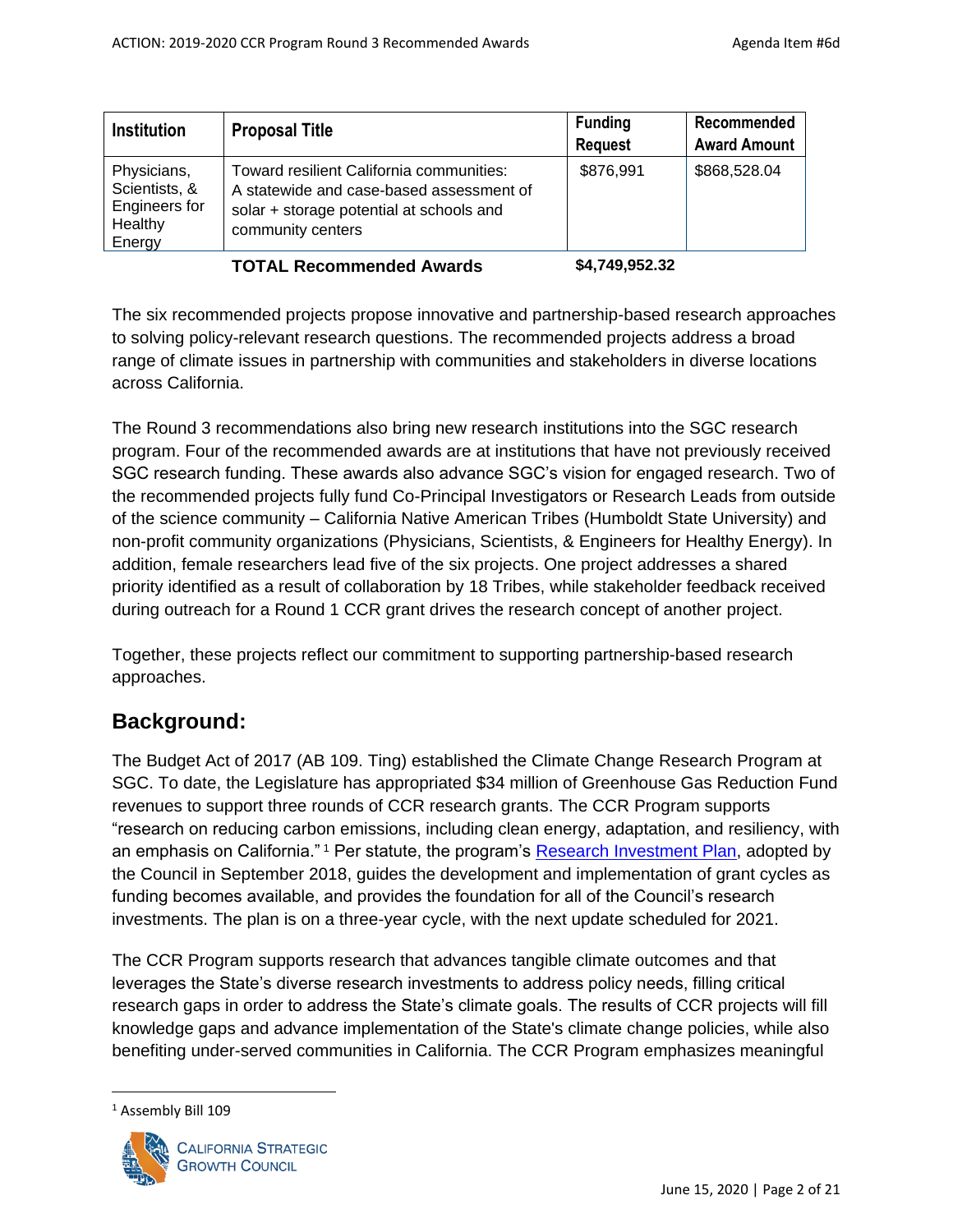| Institution | Proposal Title | Funding Request | Recommended Award Amount |
| --- | --- | --- | --- |
| Physicians, Scientists, & Engineers for Healthy Energy | Toward resilient California communities: A statewide and case-based assessment of solar + storage potential at schools and community centers | $876,991 | $868,528.04 |
| | **TOTAL Recommended Awards** | **$4,749,952.32** | |

The six recommended projects propose innovative and partnership-based research approaches to solving policy-relevant research questions. The recommended projects address a broad range of climate issues in partnership with communities and stakeholders in diverse locations across California.

The Round 3 recommendations also bring new research institutions into the SGC research program. Four of the recommended awards are at institutions that have not previously received SGC research funding. These awards also advance SGC's vision for engaged research. Two of the recommended projects fully fund Co-Principal Investigators or Research Leads from outside of the science community – California Native American Tribes (Humboldt State University) and non-profit community organizations (Physicians, Scientists, & Engineers for Healthy Energy). In addition, female researchers lead five of the six projects. One project addresses a shared priority identified as a result of collaboration by 18 Tribes, while stakeholder feedback received during outreach for a Round 1 CCR grant drives the research concept of another project.

Together, these projects reflect our commitment to supporting partnership-based research approaches.

## Background:

The Budget Act of 2017 (AB 109. Ting) established the Climate Change Research Program at SGC. To date, the Legislature has appropriated $34 million of Greenhouse Gas Reduction Fund revenues to support three rounds of CCR research grants. The CCR Program supports "research on reducing carbon emissions, including clean energy, adaptation, and resiliency, with an emphasis on California."[1] Per statute, the program's Research Investment Plan, adopted by the Council in September 2018, guides the development and implementation of grant cycles as funding becomes available, and provides the foundation for all of the Council's research investments. The plan is on a three-year cycle, with the next update scheduled for 2021.

The CCR Program supports research that advances tangible climate outcomes and that leverages the State's diverse research investments to address policy needs, filling critical research gaps in order to address the State's climate goals. The results of CCR projects will fill knowledge gaps and advance implementation of the State's climate change policies, while also benefiting under-served communities in California. The CCR Program emphasizes meaningful

[1] Assembly Bill 109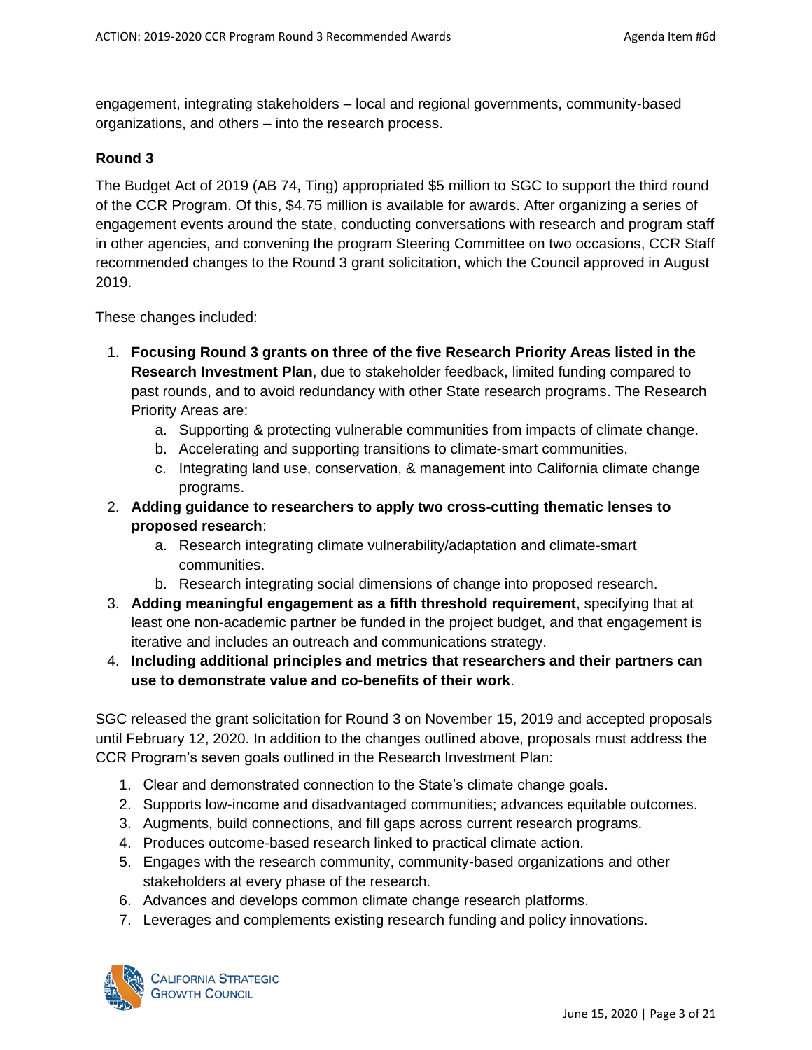engagement, integrating stakeholders – local and regional governments, community-based organizations, and others – into the research process.

### Round 3

The Budget Act of 2019 (AB 74, Ting) appropriated $5 million to SGC to support the third round of the CCR Program. Of this, $4.75 million is available for awards. After organizing a series of engagement events around the state, conducting conversations with research and program staff in other agencies, and convening the program Steering Committee on two occasions, CCR Staff recommended changes to the Round 3 grant solicitation, which the Council approved in August 2019.

These changes included:

1. **Focusing Round 3 grants on three of the five Research Priority Areas listed in the Research Investment Plan**, due to stakeholder feedback, limited funding compared to past rounds, and to avoid redundancy with other State research programs. The Research Priority Areas are:
   a. Supporting & protecting vulnerable communities from impacts of climate change.
   b. Accelerating and supporting transitions to climate-smart communities.
   c. Integrating land use, conservation, & management into California climate change programs.
2. **Adding guidance to researchers to apply two cross-cutting thematic lenses to proposed research**:
   a. Research integrating climate vulnerability/adaptation and climate-smart communities.
   b. Research integrating social dimensions of change into proposed research.
3. **Adding meaningful engagement as a fifth threshold requirement**, specifying that at least one non-academic partner be funded in the project budget, and that engagement is iterative and includes an outreach and communications strategy.
4. **Including additional principles and metrics that researchers and their partners can use to demonstrate value and co-benefits of their work**.

SGC released the grant solicitation for Round 3 on November 15, 2019 and accepted proposals until February 12, 2020. In addition to the changes outlined above, proposals must address the CCR Program's seven goals outlined in the Research Investment Plan:

1. Clear and demonstrated connection to the State's climate change goals.
2. Supports low-income and disadvantaged communities; advances equitable outcomes.
3. Augments, build connections, and fill gaps across current research programs.
4. Produces outcome-based research linked to practical climate action.
5. Engages with the research community, community-based organizations and other stakeholders at every phase of the research.
6. Advances and develops common climate change research platforms.
7. Leverages and complements existing research funding and policy innovations.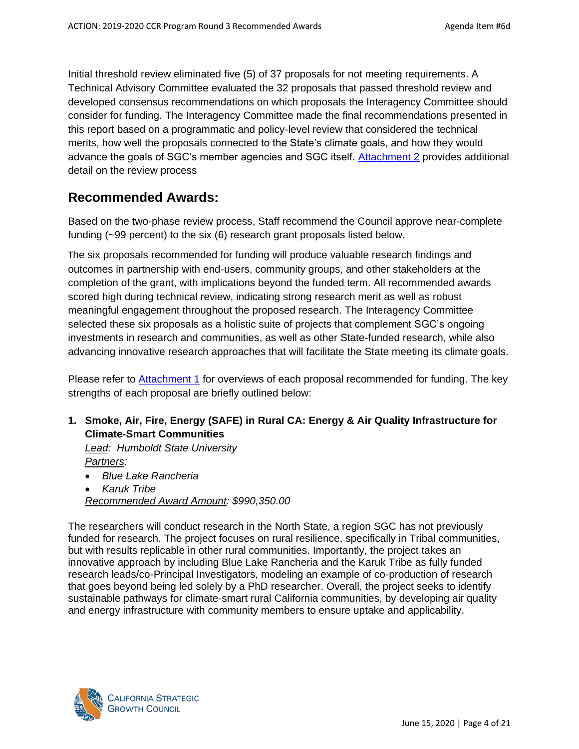Initial threshold review eliminated five (5) of 37 proposals for not meeting requirements. A Technical Advisory Committee evaluated the 32 proposals that passed threshold review and developed consensus recommendations on which proposals the Interagency Committee should consider for funding. The Interagency Committee made the final recommendations presented in this report based on a programmatic and policy-level review that considered the technical merits, how well the proposals connected to the State's climate goals, and how they would advance the goals of SGC's member agencies and SGC itself. [Attachment 2](#) provides additional detail on the review process

## Recommended Awards:

Based on the two-phase review process, Staff recommend the Council approve near-complete funding (~99 percent) to the six (6) research grant proposals listed below.

The six proposals recommended for funding will produce valuable research findings and outcomes in partnership with end-users, community groups, and other stakeholders at the completion of the grant, with implications beyond the funded term. All recommended awards scored high during technical review, indicating strong research merit as well as robust meaningful engagement throughout the proposed research. The Interagency Committee selected these six proposals as a holistic suite of projects that complement SGC's ongoing investments in research and communities, as well as other State-funded research, while also advancing innovative research approaches that will facilitate the State meeting its climate goals.

Please refer to [Attachment 1](#) for overviews of each proposal recommended for funding. The key strengths of each proposal are briefly outlined below:

1. **Smoke, Air, Fire, Energy (SAFE) in Rural CA: Energy & Air Quality Infrastructure for Climate-Smart Communities**

   *Lead: Humboldt State University*

   *Partners:*

   - *Blue Lake Rancheria*
   - *Karuk Tribe*

   *Recommended Award Amount: $990,350.00*

The researchers will conduct research in the North State, a region SGC has not previously funded for research. The project focuses on rural resilience, specifically in Tribal communities, but with results replicable in other rural communities. Importantly, the project takes an innovative approach by including Blue Lake Rancheria and the Karuk Tribe as fully funded research leads/co-Principal Investigators, modeling an example of co-production of research that goes beyond being led solely by a PhD researcher. Overall, the project seeks to identify sustainable pathways for climate-smart rural California communities, by developing air quality and energy infrastructure with community members to ensure uptake and applicability.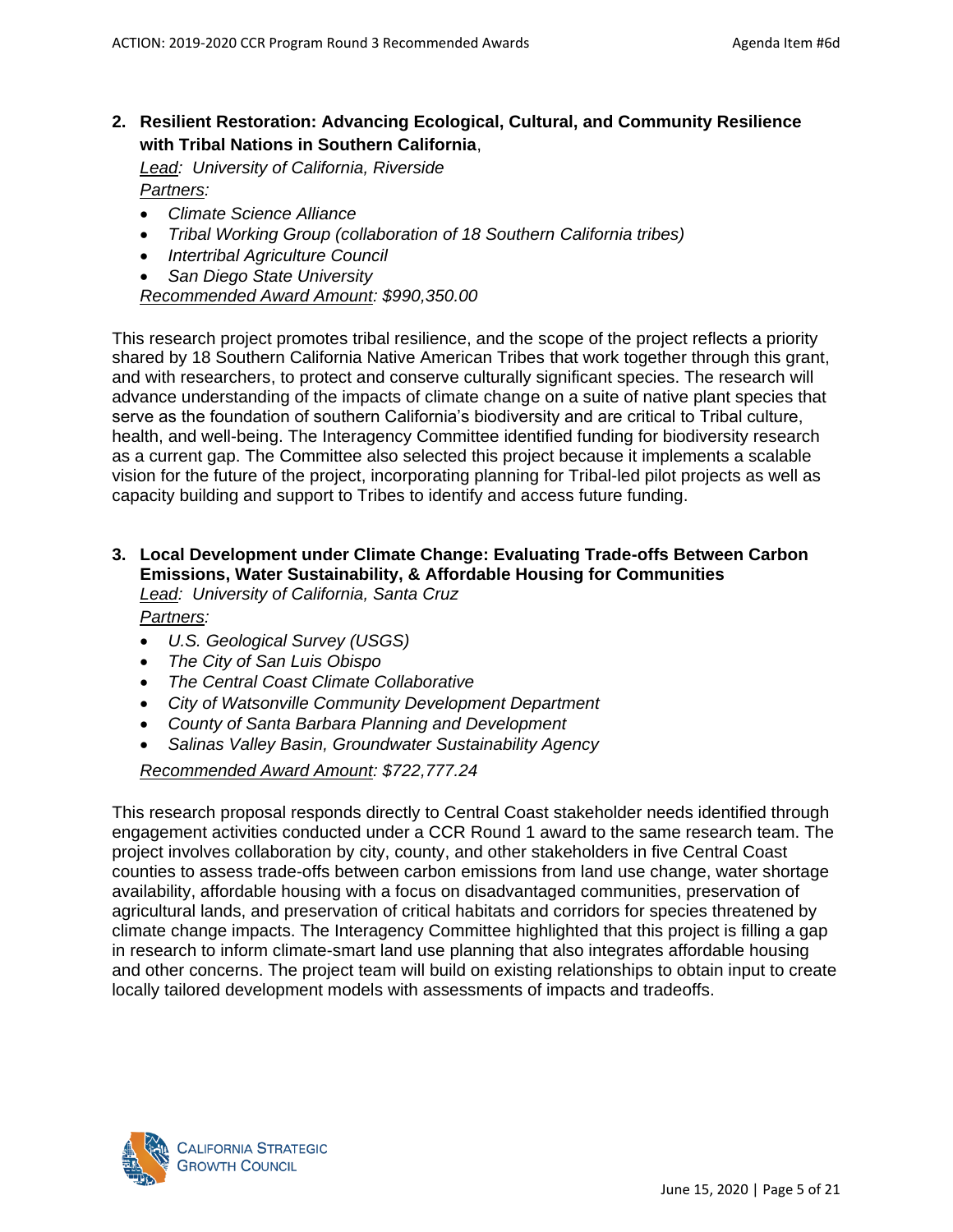2. **Resilient Restoration: Advancing Ecological, Cultural, and Community Resilience with Tribal Nations in Southern California**,

   *Lead: University of California, Riverside*

   *Partners:*
   - *Climate Science Alliance*
   - *Tribal Working Group (collaboration of 18 Southern California tribes)*
   - *Intertribal Agriculture Council*
   - *San Diego State University*

   *Recommended Award Amount: $990,350.00*

This research project promotes tribal resilience, and the scope of the project reflects a priority shared by 18 Southern California Native American Tribes that work together through this grant, and with researchers, to protect and conserve culturally significant species. The research will advance understanding of the impacts of climate change on a suite of native plant species that serve as the foundation of southern California's biodiversity and are critical to Tribal culture, health, and well-being. The Interagency Committee identified funding for biodiversity research as a current gap. The Committee also selected this project because it implements a scalable vision for the future of the project, incorporating planning for Tribal-led pilot projects as well as capacity building and support to Tribes to identify and access future funding.

3. **Local Development under Climate Change: Evaluating Trade-offs Between Carbon Emissions, Water Sustainability, & Affordable Housing for Communities**

   *Lead: University of California, Santa Cruz*

   *Partners:*
   - *U.S. Geological Survey (USGS)*
   - *The City of San Luis Obispo*
   - *The Central Coast Climate Collaborative*
   - *City of Watsonville Community Development Department*
   - *County of Santa Barbara Planning and Development*
   - *Salinas Valley Basin, Groundwater Sustainability Agency*

   *Recommended Award Amount: $722,777.24*

This research proposal responds directly to Central Coast stakeholder needs identified through engagement activities conducted under a CCR Round 1 award to the same research team. The project involves collaboration by city, county, and other stakeholders in five Central Coast counties to assess trade-offs between carbon emissions from land use change, water shortage availability, affordable housing with a focus on disadvantaged communities, preservation of agricultural lands, and preservation of critical habitats and corridors for species threatened by climate change impacts. The Interagency Committee highlighted that this project is filling a gap in research to inform climate-smart land use planning that also integrates affordable housing and other concerns. The project team will build on existing relationships to obtain input to create locally tailored development models with assessments of impacts and tradeoffs.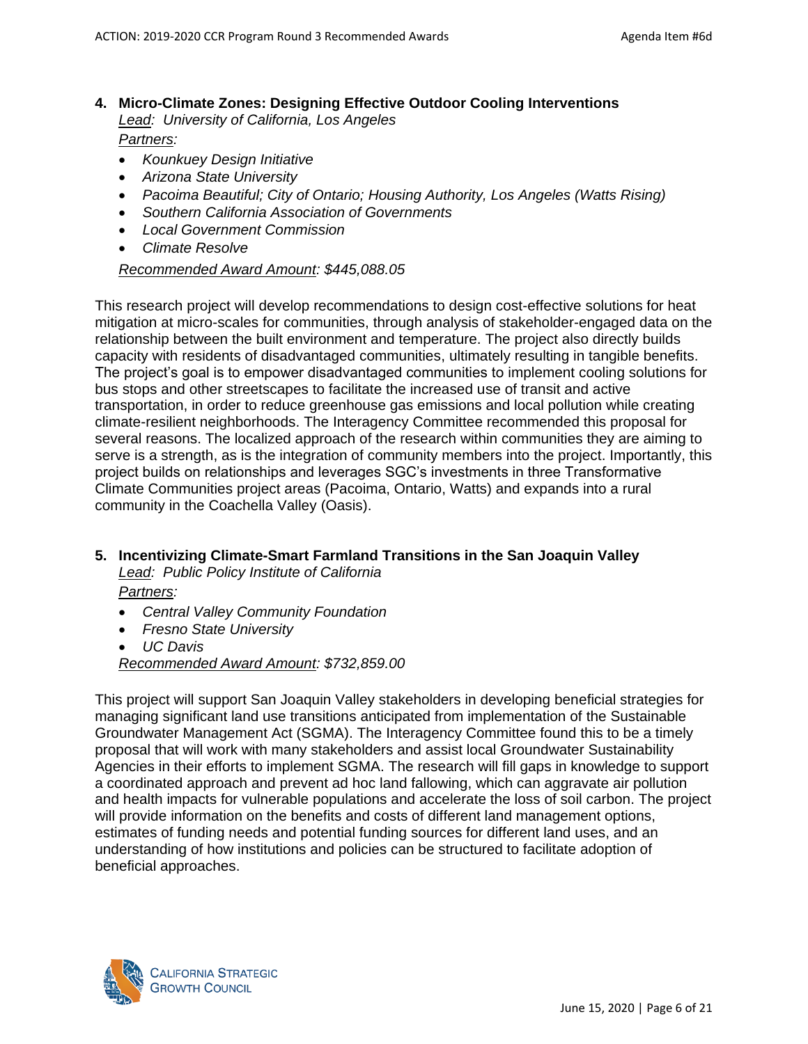**4. Micro-Climate Zones: Designing Effective Outdoor Cooling Interventions**

*Lead: University of California, Los Angeles*

*Partners:*

- *Kounkuey Design Initiative*
- *Arizona State University*
- *Pacoima Beautiful; City of Ontario; Housing Authority, Los Angeles (Watts Rising)*
- *Southern California Association of Governments*
- *Local Government Commission*
- *Climate Resolve*

*Recommended Award Amount: $445,088.05*

This research project will develop recommendations to design cost-effective solutions for heat mitigation at micro-scales for communities, through analysis of stakeholder-engaged data on the relationship between the built environment and temperature. The project also directly builds capacity with residents of disadvantaged communities, ultimately resulting in tangible benefits. The project's goal is to empower disadvantaged communities to implement cooling solutions for bus stops and other streetscapes to facilitate the increased use of transit and active transportation, in order to reduce greenhouse gas emissions and local pollution while creating climate-resilient neighborhoods. The Interagency Committee recommended this proposal for several reasons. The localized approach of the research within communities they are aiming to serve is a strength, as is the integration of community members into the project. Importantly, this project builds on relationships and leverages SGC's investments in three Transformative Climate Communities project areas (Pacoima, Ontario, Watts) and expands into a rural community in the Coachella Valley (Oasis).

**5. Incentivizing Climate-Smart Farmland Transitions in the San Joaquin Valley**

*Lead: Public Policy Institute of California*

*Partners:*

- *Central Valley Community Foundation*
- *Fresno State University*
- *UC Davis*

*Recommended Award Amount: $732,859.00*

This project will support San Joaquin Valley stakeholders in developing beneficial strategies for managing significant land use transitions anticipated from implementation of the Sustainable Groundwater Management Act (SGMA). The Interagency Committee found this to be a timely proposal that will work with many stakeholders and assist local Groundwater Sustainability Agencies in their efforts to implement SGMA. The research will fill gaps in knowledge to support a coordinated approach and prevent ad hoc land fallowing, which can aggravate air pollution and health impacts for vulnerable populations and accelerate the loss of soil carbon. The project will provide information on the benefits and costs of different land management options, estimates of funding needs and potential funding sources for different land uses, and an understanding of how institutions and policies can be structured to facilitate adoption of beneficial approaches.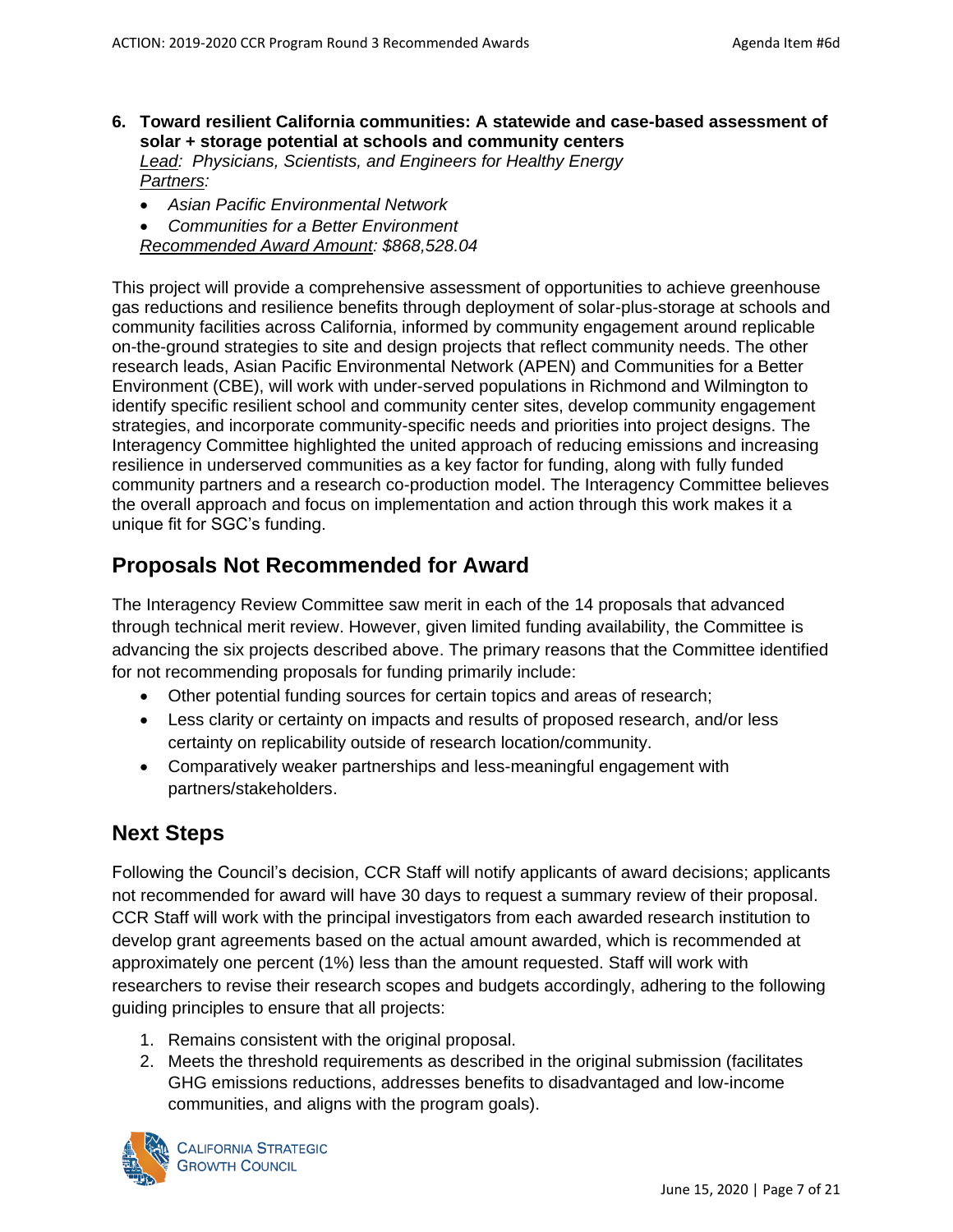6. **Toward resilient California communities: A statewide and case-based assessment of solar + storage potential at schools and community centers**
   *Lead: Physicians, Scientists, and Engineers for Healthy Energy*
   *Partners:*
   - *Asian Pacific Environmental Network*
   - *Communities for a Better Environment*

   *Recommended Award Amount: $868,528.04*

This project will provide a comprehensive assessment of opportunities to achieve greenhouse gas reductions and resilience benefits through deployment of solar-plus-storage at schools and community facilities across California, informed by community engagement around replicable on-the-ground strategies to site and design projects that reflect community needs. The other research leads, Asian Pacific Environmental Network (APEN) and Communities for a Better Environment (CBE), will work with under-served populations in Richmond and Wilmington to identify specific resilient school and community center sites, develop community engagement strategies, and incorporate community-specific needs and priorities into project designs. The Interagency Committee highlighted the united approach of reducing emissions and increasing resilience in underserved communities as a key factor for funding, along with fully funded community partners and a research co-production model. The Interagency Committee believes the overall approach and focus on implementation and action through this work makes it a unique fit for SGC's funding.

## Proposals Not Recommended for Award

The Interagency Review Committee saw merit in each of the 14 proposals that advanced through technical merit review. However, given limited funding availability, the Committee is advancing the six projects described above. The primary reasons that the Committee identified for not recommending proposals for funding primarily include:

- Other potential funding sources for certain topics and areas of research;
- Less clarity or certainty on impacts and results of proposed research, and/or less certainty on replicability outside of research location/community.
- Comparatively weaker partnerships and less-meaningful engagement with partners/stakeholders.

## Next Steps

Following the Council's decision, CCR Staff will notify applicants of award decisions; applicants not recommended for award will have 30 days to request a summary review of their proposal. CCR Staff will work with the principal investigators from each awarded research institution to develop grant agreements based on the actual amount awarded, which is recommended at approximately one percent (1%) less than the amount requested. Staff will work with researchers to revise their research scopes and budgets accordingly, adhering to the following guiding principles to ensure that all projects:

1. Remains consistent with the original proposal.
2. Meets the threshold requirements as described in the original submission (facilitates GHG emissions reductions, addresses benefits to disadvantaged and low-income communities, and aligns with the program goals).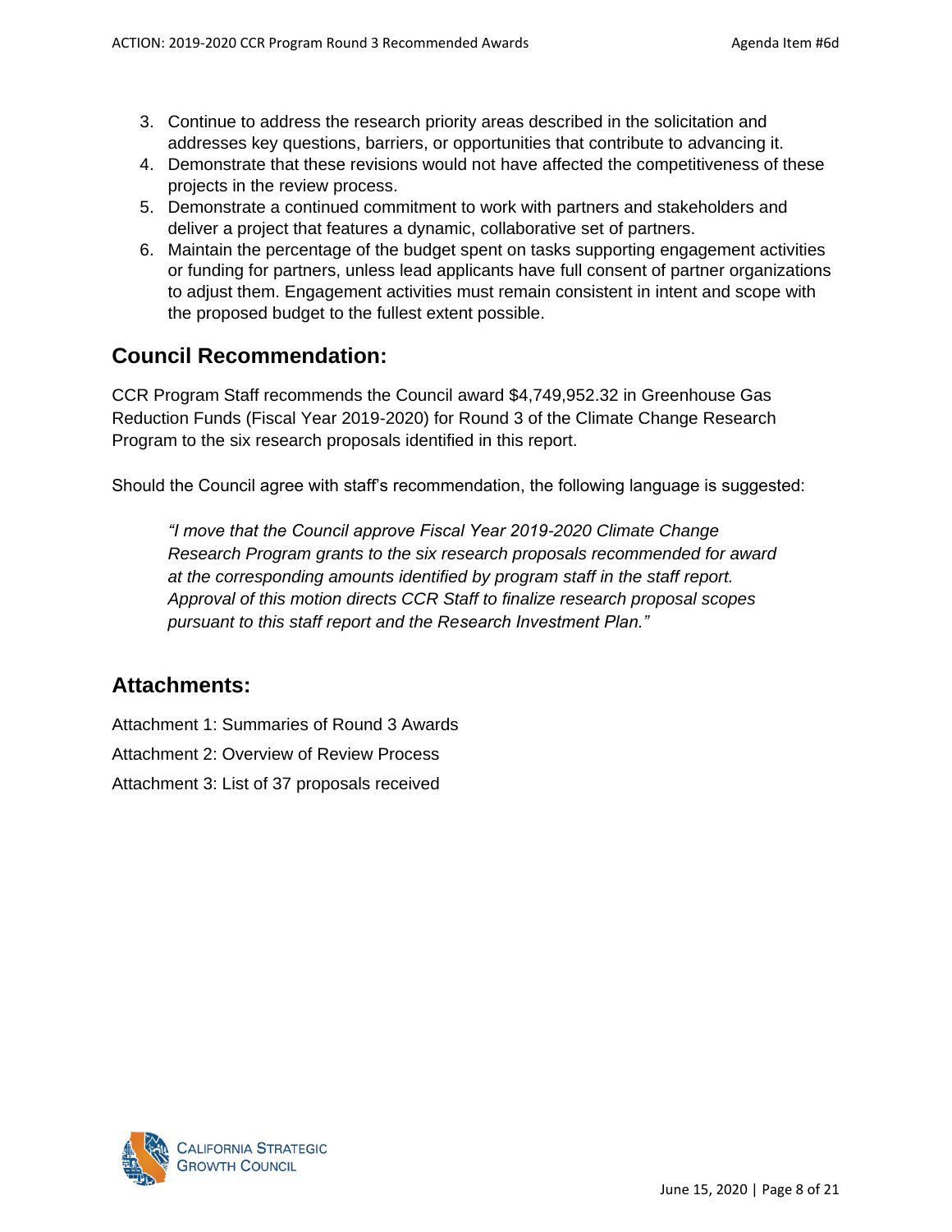3. Continue to address the research priority areas described in the solicitation and addresses key questions, barriers, or opportunities that contribute to advancing it.
4. Demonstrate that these revisions would not have affected the competitiveness of these projects in the review process.
5. Demonstrate a continued commitment to work with partners and stakeholders and deliver a project that features a dynamic, collaborative set of partners.
6. Maintain the percentage of the budget spent on tasks supporting engagement activities or funding for partners, unless lead applicants have full consent of partner organizations to adjust them. Engagement activities must remain consistent in intent and scope with the proposed budget to the fullest extent possible.

## Council Recommendation:

CCR Program Staff recommends the Council award $4,749,952.32 in Greenhouse Gas Reduction Funds (Fiscal Year 2019-2020) for Round 3 of the Climate Change Research Program to the six research proposals identified in this report.

Should the Council agree with staff's recommendation, the following language is suggested:

> *"I move that the Council approve Fiscal Year 2019-2020 Climate Change Research Program grants to the six research proposals recommended for award at the corresponding amounts identified by program staff in the staff report. Approval of this motion directs CCR Staff to finalize research proposal scopes pursuant to this staff report and the Research Investment Plan."*

## Attachments:

Attachment 1: Summaries of Round 3 Awards

Attachment 2: Overview of Review Process

Attachment 3: List of 37 proposals received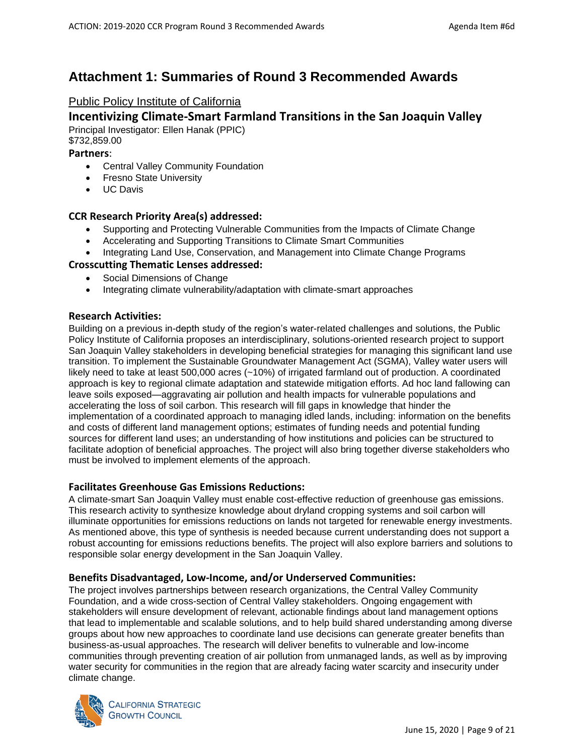# Attachment 1: Summaries of Round 3 Recommended Awards

## Public Policy Institute of California

## Incentivizing Climate-Smart Farmland Transitions in the San Joaquin Valley

Principal Investigator: Ellen Hanak (PPIC)
$732,859.00

### Partners:

- Central Valley Community Foundation
- Fresno State University
- UC Davis

### CCR Research Priority Area(s) addressed:

- Supporting and Protecting Vulnerable Communities from the Impacts of Climate Change
- Accelerating and Supporting Transitions to Climate Smart Communities
- Integrating Land Use, Conservation, and Management into Climate Change Programs

### Crosscutting Thematic Lenses addressed:

- Social Dimensions of Change
- Integrating climate vulnerability/adaptation with climate-smart approaches

### Research Activities:

Building on a previous in-depth study of the region's water-related challenges and solutions, the Public Policy Institute of California proposes an interdisciplinary, solutions-oriented research project to support San Joaquin Valley stakeholders in developing beneficial strategies for managing this significant land use transition. To implement the Sustainable Groundwater Management Act (SGMA), Valley water users will likely need to take at least 500,000 acres (~10%) of irrigated farmland out of production. A coordinated approach is key to regional climate adaptation and statewide mitigation efforts. Ad hoc land fallowing can leave soils exposed—aggravating air pollution and health impacts for vulnerable populations and accelerating the loss of soil carbon. This research will fill gaps in knowledge that hinder the implementation of a coordinated approach to managing idled lands, including: information on the benefits and costs of different land management options; estimates of funding needs and potential funding sources for different land uses; an understanding of how institutions and policies can be structured to facilitate adoption of beneficial approaches. The project will also bring together diverse stakeholders who must be involved to implement elements of the approach.

### Facilitates Greenhouse Gas Emissions Reductions:

A climate-smart San Joaquin Valley must enable cost-effective reduction of greenhouse gas emissions. This research activity to synthesize knowledge about dryland cropping systems and soil carbon will illuminate opportunities for emissions reductions on lands not targeted for renewable energy investments. As mentioned above, this type of synthesis is needed because current understanding does not support a robust accounting for emissions reductions benefits. The project will also explore barriers and solutions to responsible solar energy development in the San Joaquin Valley.

### Benefits Disadvantaged, Low-Income, and/or Underserved Communities:

The project involves partnerships between research organizations, the Central Valley Community Foundation, and a wide cross-section of Central Valley stakeholders. Ongoing engagement with stakeholders will ensure development of relevant, actionable findings about land management options that lead to implementable and scalable solutions, and to help build shared understanding among diverse groups about how new approaches to coordinate land use decisions can generate greater benefits than business-as-usual approaches. The research will deliver benefits to vulnerable and low-income communities through preventing creation of air pollution from unmanaged lands, as well as by improving water security for communities in the region that are already facing water scarcity and insecurity under climate change.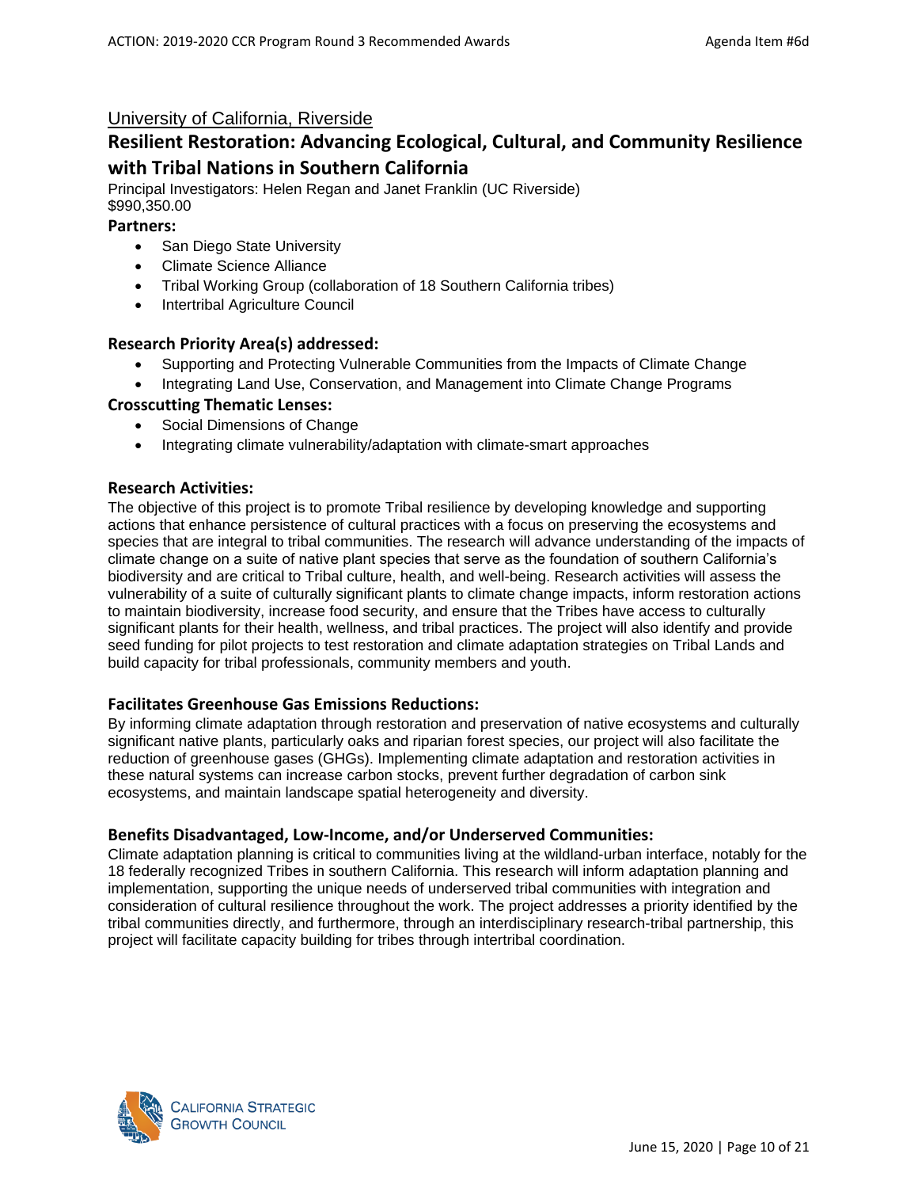University of California, Riverside

## Resilient Restoration: Advancing Ecological, Cultural, and Community Resilience with Tribal Nations in Southern California

Principal Investigators: Helen Regan and Janet Franklin (UC Riverside)
$990,350.00

### Partners:

- San Diego State University
- Climate Science Alliance
- Tribal Working Group (collaboration of 18 Southern California tribes)
- Intertribal Agriculture Council

### Research Priority Area(s) addressed:

- Supporting and Protecting Vulnerable Communities from the Impacts of Climate Change
- Integrating Land Use, Conservation, and Management into Climate Change Programs

### Crosscutting Thematic Lenses:

- Social Dimensions of Change
- Integrating climate vulnerability/adaptation with climate-smart approaches

### Research Activities:

The objective of this project is to promote Tribal resilience by developing knowledge and supporting actions that enhance persistence of cultural practices with a focus on preserving the ecosystems and species that are integral to tribal communities. The research will advance understanding of the impacts of climate change on a suite of native plant species that serve as the foundation of southern California's biodiversity and are critical to Tribal culture, health, and well-being. Research activities will assess the vulnerability of a suite of culturally significant plants to climate change impacts, inform restoration actions to maintain biodiversity, increase food security, and ensure that the Tribes have access to culturally significant plants for their health, wellness, and tribal practices. The project will also identify and provide seed funding for pilot projects to test restoration and climate adaptation strategies on Tribal Lands and build capacity for tribal professionals, community members and youth.

### Facilitates Greenhouse Gas Emissions Reductions:

By informing climate adaptation through restoration and preservation of native ecosystems and culturally significant native plants, particularly oaks and riparian forest species, our project will also facilitate the reduction of greenhouse gases (GHGs). Implementing climate adaptation and restoration activities in these natural systems can increase carbon stocks, prevent further degradation of carbon sink ecosystems, and maintain landscape spatial heterogeneity and diversity.

### Benefits Disadvantaged, Low-Income, and/or Underserved Communities:

Climate adaptation planning is critical to communities living at the wildland-urban interface, notably for the 18 federally recognized Tribes in southern California. This research will inform adaptation planning and implementation, supporting the unique needs of underserved tribal communities with integration and consideration of cultural resilience throughout the work. The project addresses a priority identified by the tribal communities directly, and furthermore, through an interdisciplinary research-tribal partnership, this project will facilitate capacity building for tribes through intertribal coordination.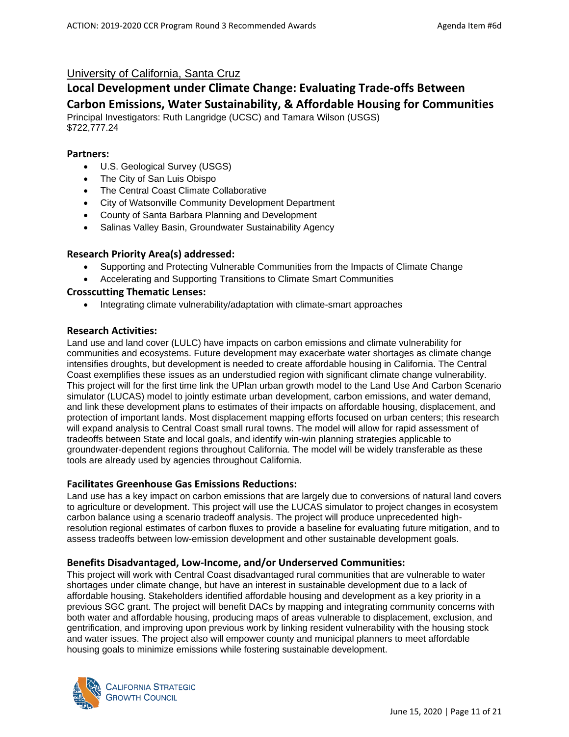University of California, Santa Cruz

## Local Development under Climate Change: Evaluating Trade-offs Between Carbon Emissions, Water Sustainability, & Affordable Housing for Communities

Principal Investigators: Ruth Langridge (UCSC) and Tamara Wilson (USGS)
$722,777.24

### Partners:

- U.S. Geological Survey (USGS)
- The City of San Luis Obispo
- The Central Coast Climate Collaborative
- City of Watsonville Community Development Department
- County of Santa Barbara Planning and Development
- Salinas Valley Basin, Groundwater Sustainability Agency

### Research Priority Area(s) addressed:

- Supporting and Protecting Vulnerable Communities from the Impacts of Climate Change
- Accelerating and Supporting Transitions to Climate Smart Communities

### Crosscutting Thematic Lenses:

- Integrating climate vulnerability/adaptation with climate-smart approaches

### Research Activities:

Land use and land cover (LULC) have impacts on carbon emissions and climate vulnerability for communities and ecosystems. Future development may exacerbate water shortages as climate change intensifies droughts, but development is needed to create affordable housing in California. The Central Coast exemplifies these issues as an understudied region with significant climate change vulnerability. This project will for the first time link the UPlan urban growth model to the Land Use And Carbon Scenario simulator (LUCAS) model to jointly estimate urban development, carbon emissions, and water demand, and link these development plans to estimates of their impacts on affordable housing, displacement, and protection of important lands. Most displacement mapping efforts focused on urban centers; this research will expand analysis to Central Coast small rural towns. The model will allow for rapid assessment of tradeoffs between State and local goals, and identify win-win planning strategies applicable to groundwater-dependent regions throughout California. The model will be widely transferable as these tools are already used by agencies throughout California.

### Facilitates Greenhouse Gas Emissions Reductions:

Land use has a key impact on carbon emissions that are largely due to conversions of natural land covers to agriculture or development. This project will use the LUCAS simulator to project changes in ecosystem carbon balance using a scenario tradeoff analysis. The project will produce unprecedented high-resolution regional estimates of carbon fluxes to provide a baseline for evaluating future mitigation, and to assess tradeoffs between low-emission development and other sustainable development goals.

### Benefits Disadvantaged, Low-Income, and/or Underserved Communities:

This project will work with Central Coast disadvantaged rural communities that are vulnerable to water shortages under climate change, but have an interest in sustainable development due to a lack of affordable housing. Stakeholders identified affordable housing and development as a key priority in a previous SGC grant. The project will benefit DACs by mapping and integrating community concerns with both water and affordable housing, producing maps of areas vulnerable to displacement, exclusion, and gentrification, and improving upon previous work by linking resident vulnerability with the housing stock and water issues. The project also will empower county and municipal planners to meet affordable housing goals to minimize emissions while fostering sustainable development.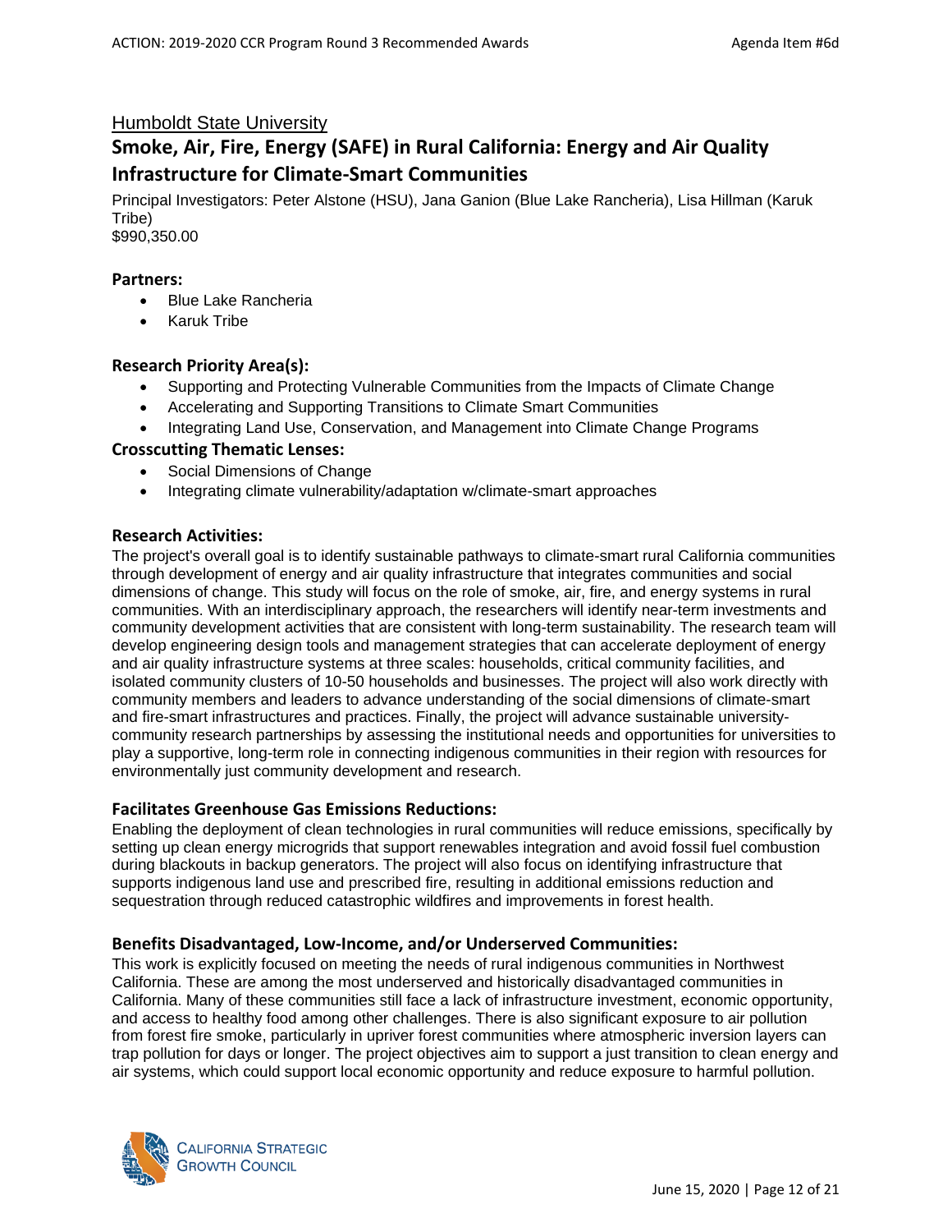Humboldt State University

## Smoke, Air, Fire, Energy (SAFE) in Rural California: Energy and Air Quality Infrastructure for Climate-Smart Communities

Principal Investigators: Peter Alstone (HSU), Jana Ganion (Blue Lake Rancheria), Lisa Hillman (Karuk Tribe)
$990,350.00

### Partners:

- Blue Lake Rancheria
- Karuk Tribe

### Research Priority Area(s):

- Supporting and Protecting Vulnerable Communities from the Impacts of Climate Change
- Accelerating and Supporting Transitions to Climate Smart Communities
- Integrating Land Use, Conservation, and Management into Climate Change Programs

### Crosscutting Thematic Lenses:

- Social Dimensions of Change
- Integrating climate vulnerability/adaptation w/climate-smart approaches

### Research Activities:

The project's overall goal is to identify sustainable pathways to climate-smart rural California communities through development of energy and air quality infrastructure that integrates communities and social dimensions of change. This study will focus on the role of smoke, air, fire, and energy systems in rural communities. With an interdisciplinary approach, the researchers will identify near-term investments and community development activities that are consistent with long-term sustainability. The research team will develop engineering design tools and management strategies that can accelerate deployment of energy and air quality infrastructure systems at three scales: households, critical community facilities, and isolated community clusters of 10-50 households and businesses. The project will also work directly with community members and leaders to advance understanding of the social dimensions of climate-smart and fire-smart infrastructures and practices. Finally, the project will advance sustainable university-community research partnerships by assessing the institutional needs and opportunities for universities to play a supportive, long-term role in connecting indigenous communities in their region with resources for environmentally just community development and research.

### Facilitates Greenhouse Gas Emissions Reductions:

Enabling the deployment of clean technologies in rural communities will reduce emissions, specifically by setting up clean energy microgrids that support renewables integration and avoid fossil fuel combustion during blackouts in backup generators. The project will also focus on identifying infrastructure that supports indigenous land use and prescribed fire, resulting in additional emissions reduction and sequestration through reduced catastrophic wildfires and improvements in forest health.

### Benefits Disadvantaged, Low-Income, and/or Underserved Communities:

This work is explicitly focused on meeting the needs of rural indigenous communities in Northwest California. These are among the most underserved and historically disadvantaged communities in California. Many of these communities still face a lack of infrastructure investment, economic opportunity, and access to healthy food among other challenges. There is also significant exposure to air pollution from forest fire smoke, particularly in upriver forest communities where atmospheric inversion layers can trap pollution for days or longer. The project objectives aim to support a just transition to clean energy and air systems, which could support local economic opportunity and reduce exposure to harmful pollution.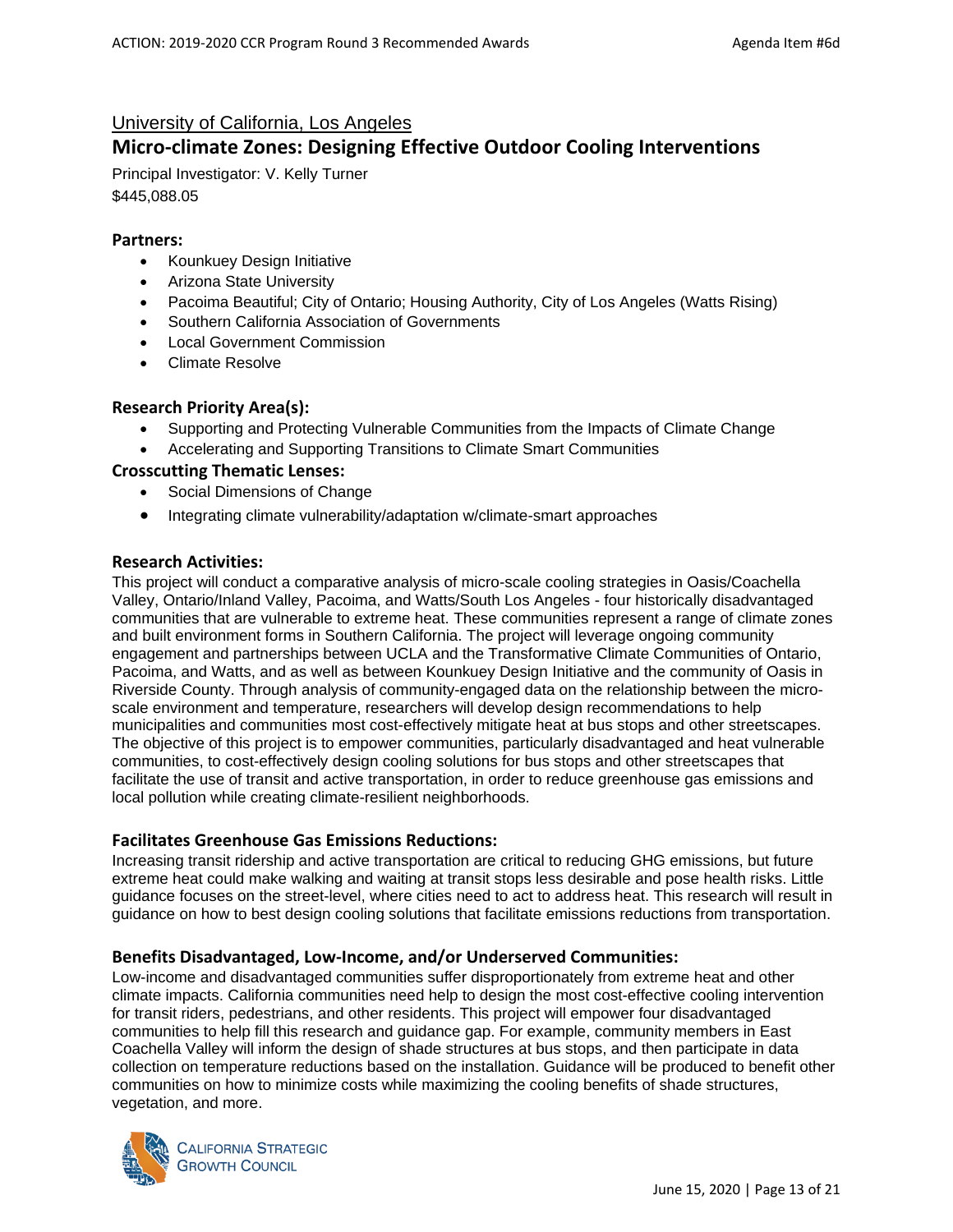University of California, Los Angeles

## Micro-climate Zones: Designing Effective Outdoor Cooling Interventions

Principal Investigator: V. Kelly Turner
$445,088.05

### Partners:

- Kounkuey Design Initiative
- Arizona State University
- Pacoima Beautiful; City of Ontario; Housing Authority, City of Los Angeles (Watts Rising)
- Southern California Association of Governments
- Local Government Commission
- Climate Resolve

### Research Priority Area(s):

- Supporting and Protecting Vulnerable Communities from the Impacts of Climate Change
- Accelerating and Supporting Transitions to Climate Smart Communities

### Crosscutting Thematic Lenses:

- Social Dimensions of Change
- Integrating climate vulnerability/adaptation w/climate-smart approaches

### Research Activities:

This project will conduct a comparative analysis of micro-scale cooling strategies in Oasis/Coachella Valley, Ontario/Inland Valley, Pacoima, and Watts/South Los Angeles - four historically disadvantaged communities that are vulnerable to extreme heat. These communities represent a range of climate zones and built environment forms in Southern California. The project will leverage ongoing community engagement and partnerships between UCLA and the Transformative Climate Communities of Ontario, Pacoima, and Watts, and as well as between Kounkuey Design Initiative and the community of Oasis in Riverside County. Through analysis of community-engaged data on the relationship between the micro-scale environment and temperature, researchers will develop design recommendations to help municipalities and communities most cost-effectively mitigate heat at bus stops and other streetscapes. The objective of this project is to empower communities, particularly disadvantaged and heat vulnerable communities, to cost-effectively design cooling solutions for bus stops and other streetscapes that facilitate the use of transit and active transportation, in order to reduce greenhouse gas emissions and local pollution while creating climate-resilient neighborhoods.

### Facilitates Greenhouse Gas Emissions Reductions:

Increasing transit ridership and active transportation are critical to reducing GHG emissions, but future extreme heat could make walking and waiting at transit stops less desirable and pose health risks. Little guidance focuses on the street-level, where cities need to act to address heat. This research will result in guidance on how to best design cooling solutions that facilitate emissions reductions from transportation.

### Benefits Disadvantaged, Low-Income, and/or Underserved Communities:

Low-income and disadvantaged communities suffer disproportionately from extreme heat and other climate impacts. California communities need help to design the most cost-effective cooling intervention for transit riders, pedestrians, and other residents. This project will empower four disadvantaged communities to help fill this research and guidance gap. For example, community members in East Coachella Valley will inform the design of shade structures at bus stops, and then participate in data collection on temperature reductions based on the installation. Guidance will be produced to benefit other communities on how to minimize costs while maximizing the cooling benefits of shade structures, vegetation, and more.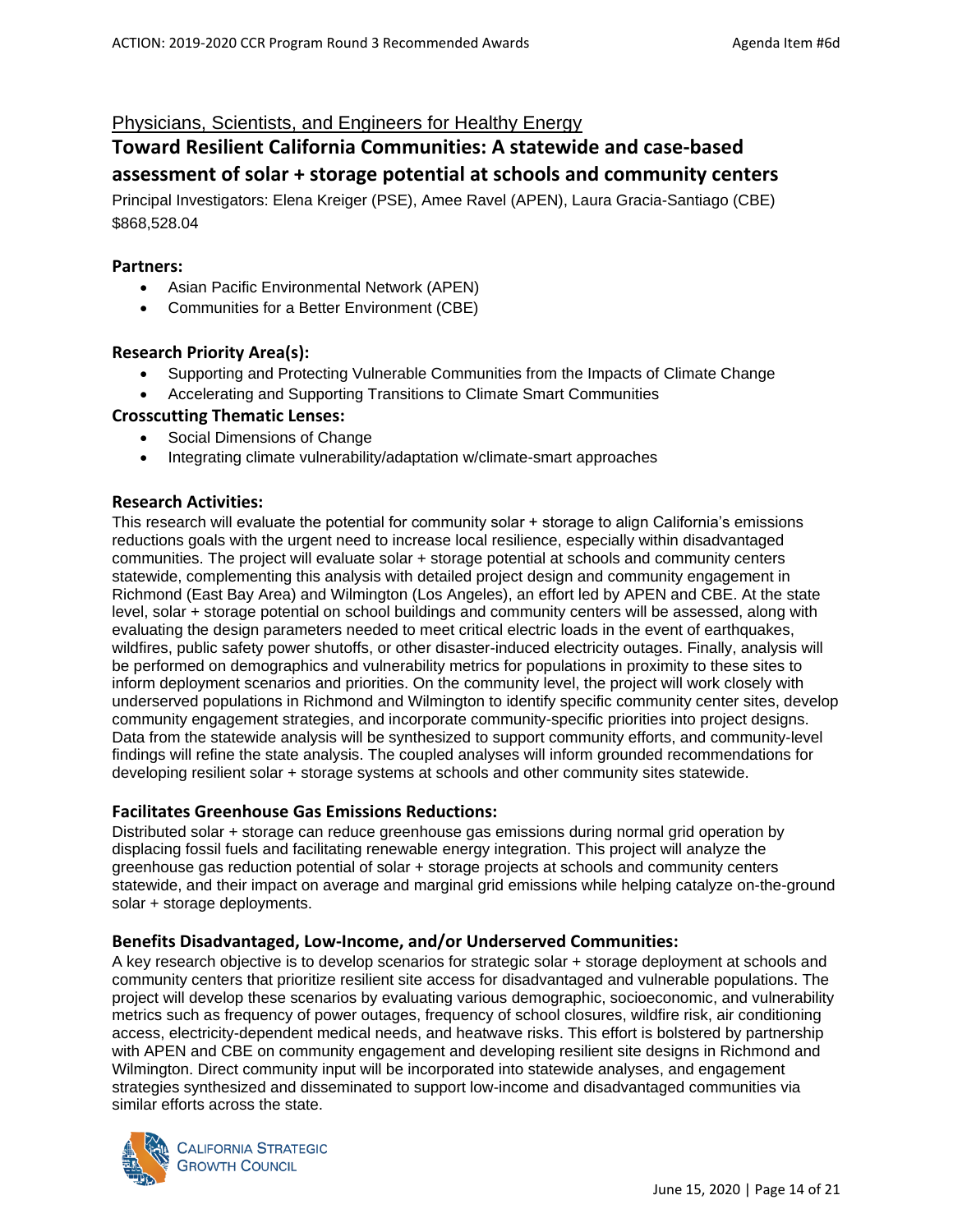Physicians, Scientists, and Engineers for Healthy Energy

## Toward Resilient California Communities: A statewide and case-based assessment of solar + storage potential at schools and community centers

Principal Investigators: Elena Kreiger (PSE), Amee Ravel (APEN), Laura Gracia-Santiago (CBE)
$868,528.04

### Partners:

- Asian Pacific Environmental Network (APEN)
- Communities for a Better Environment (CBE)

### Research Priority Area(s):

- Supporting and Protecting Vulnerable Communities from the Impacts of Climate Change
- Accelerating and Supporting Transitions to Climate Smart Communities

### Crosscutting Thematic Lenses:

- Social Dimensions of Change
- Integrating climate vulnerability/adaptation w/climate-smart approaches

### Research Activities:

This research will evaluate the potential for community solar + storage to align California's emissions reductions goals with the urgent need to increase local resilience, especially within disadvantaged communities. The project will evaluate solar + storage potential at schools and community centers statewide, complementing this analysis with detailed project design and community engagement in Richmond (East Bay Area) and Wilmington (Los Angeles), an effort led by APEN and CBE. At the state level, solar + storage potential on school buildings and community centers will be assessed, along with evaluating the design parameters needed to meet critical electric loads in the event of earthquakes, wildfires, public safety power shutoffs, or other disaster-induced electricity outages. Finally, analysis will be performed on demographics and vulnerability metrics for populations in proximity to these sites to inform deployment scenarios and priorities. On the community level, the project will work closely with underserved populations in Richmond and Wilmington to identify specific community center sites, develop community engagement strategies, and incorporate community-specific priorities into project designs. Data from the statewide analysis will be synthesized to support community efforts, and community-level findings will refine the state analysis. The coupled analyses will inform grounded recommendations for developing resilient solar + storage systems at schools and other community sites statewide.

### Facilitates Greenhouse Gas Emissions Reductions:

Distributed solar + storage can reduce greenhouse gas emissions during normal grid operation by displacing fossil fuels and facilitating renewable energy integration. This project will analyze the greenhouse gas reduction potential of solar + storage projects at schools and community centers statewide, and their impact on average and marginal grid emissions while helping catalyze on-the-ground solar + storage deployments.

### Benefits Disadvantaged, Low-Income, and/or Underserved Communities:

A key research objective is to develop scenarios for strategic solar + storage deployment at schools and community centers that prioritize resilient site access for disadvantaged and vulnerable populations. The project will develop these scenarios by evaluating various demographic, socioeconomic, and vulnerability metrics such as frequency of power outages, frequency of school closures, wildfire risk, air conditioning access, electricity-dependent medical needs, and heatwave risks. This effort is bolstered by partnership with APEN and CBE on community engagement and developing resilient site designs in Richmond and Wilmington. Direct community input will be incorporated into statewide analyses, and engagement strategies synthesized and disseminated to support low-income and disadvantaged communities via similar efforts across the state.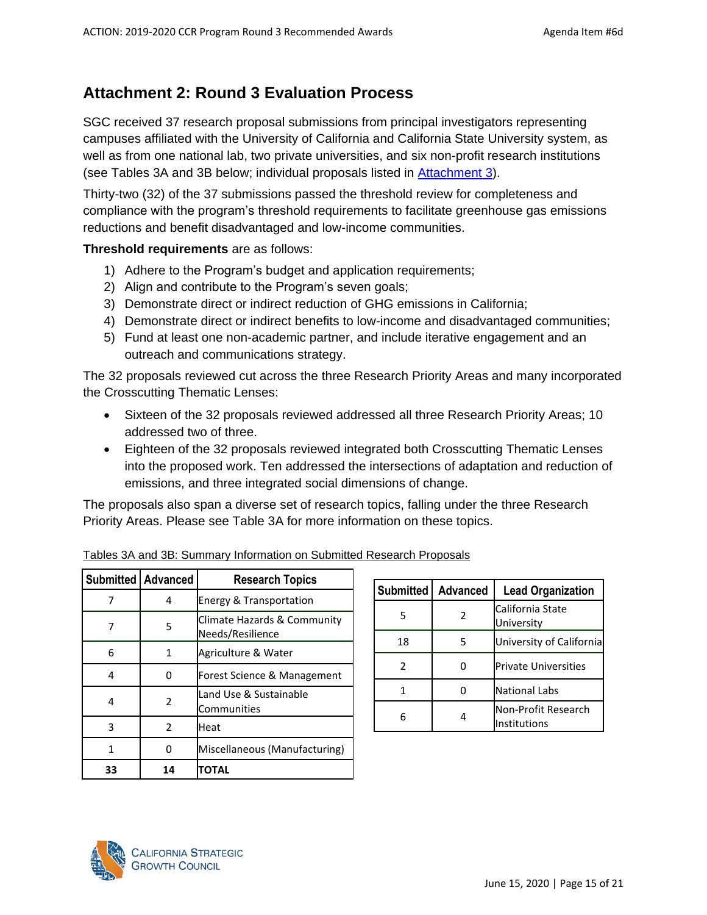## Attachment 2: Round 3 Evaluation Process

SGC received 37 research proposal submissions from principal investigators representing campuses affiliated with the University of California and California State University system, as well as from one national lab, two private universities, and six non-profit research institutions (see Tables 3A and 3B below; individual proposals listed in [Attachment 3](#)).

Thirty-two (32) of the 37 submissions passed the threshold review for completeness and compliance with the program's threshold requirements to facilitate greenhouse gas emissions reductions and benefit disadvantaged and low-income communities.

**Threshold requirements** are as follows:

1) Adhere to the Program's budget and application requirements;
2) Align and contribute to the Program's seven goals;
3) Demonstrate direct or indirect reduction of GHG emissions in California;
4) Demonstrate direct or indirect benefits to low-income and disadvantaged communities;
5) Fund at least one non-academic partner, and include iterative engagement and an outreach and communications strategy.

The 32 proposals reviewed cut across the three Research Priority Areas and many incorporated the Crosscutting Thematic Lenses:

- Sixteen of the 32 proposals reviewed addressed all three Research Priority Areas; 10 addressed two of three.
- Eighteen of the 32 proposals reviewed integrated both Crosscutting Thematic Lenses into the proposed work. Ten addressed the intersections of adaptation and reduction of emissions, and three integrated social dimensions of change.

The proposals also span a diverse set of research topics, falling under the three Research Priority Areas. Please see Table 3A for more information on these topics.

Tables 3A and 3B: Summary Information on Submitted Research Proposals

| Submitted | Advanced | Research Topics |
|---|---|---|
| 7 | 4 | Energy & Transportation |
| 7 | 5 | Climate Hazards & Community Needs/Resilience |
| 6 | 1 | Agriculture & Water |
| 4 | 0 | Forest Science & Management |
| 4 | 2 | Land Use & Sustainable Communities |
| 3 | 2 | Heat |
| 1 | 0 | Miscellaneous (Manufacturing) |
| **33** | **14** | **TOTAL** |

| Submitted | Advanced | Lead Organization |
|---|---|---|
| 5 | 2 | California State University |
| 18 | 5 | University of California |
| 2 | 0 | Private Universities |
| 1 | 0 | National Labs |
| 6 | 4 | Non-Profit Research Institutions |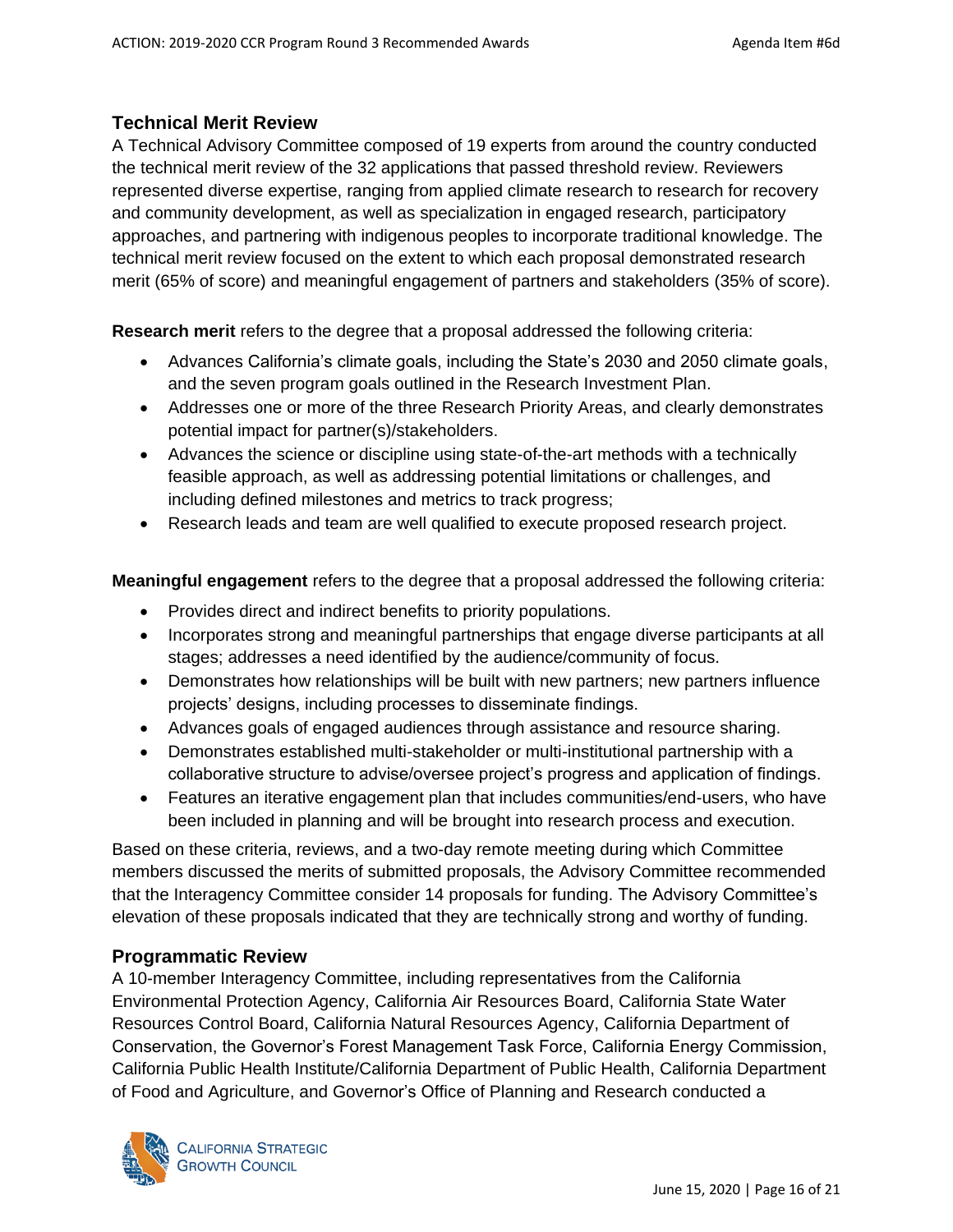## Technical Merit Review

A Technical Advisory Committee composed of 19 experts from around the country conducted the technical merit review of the 32 applications that passed threshold review. Reviewers represented diverse expertise, ranging from applied climate research to research for recovery and community development, as well as specialization in engaged research, participatory approaches, and partnering with indigenous peoples to incorporate traditional knowledge. The technical merit review focused on the extent to which each proposal demonstrated research merit (65% of score) and meaningful engagement of partners and stakeholders (35% of score).

**Research merit** refers to the degree that a proposal addressed the following criteria:

- Advances California's climate goals, including the State's 2030 and 2050 climate goals, and the seven program goals outlined in the Research Investment Plan.
- Addresses one or more of the three Research Priority Areas, and clearly demonstrates potential impact for partner(s)/stakeholders.
- Advances the science or discipline using state-of-the-art methods with a technically feasible approach, as well as addressing potential limitations or challenges, and including defined milestones and metrics to track progress;
- Research leads and team are well qualified to execute proposed research project.

**Meaningful engagement** refers to the degree that a proposal addressed the following criteria:

- Provides direct and indirect benefits to priority populations.
- Incorporates strong and meaningful partnerships that engage diverse participants at all stages; addresses a need identified by the audience/community of focus.
- Demonstrates how relationships will be built with new partners; new partners influence projects' designs, including processes to disseminate findings.
- Advances goals of engaged audiences through assistance and resource sharing.
- Demonstrates established multi-stakeholder or multi-institutional partnership with a collaborative structure to advise/oversee project's progress and application of findings.
- Features an iterative engagement plan that includes communities/end-users, who have been included in planning and will be brought into research process and execution.

Based on these criteria, reviews, and a two-day remote meeting during which Committee members discussed the merits of submitted proposals, the Advisory Committee recommended that the Interagency Committee consider 14 proposals for funding. The Advisory Committee's elevation of these proposals indicated that they are technically strong and worthy of funding.

## Programmatic Review

A 10-member Interagency Committee, including representatives from the California Environmental Protection Agency, California Air Resources Board, California State Water Resources Control Board, California Natural Resources Agency, California Department of Conservation, the Governor's Forest Management Task Force, California Energy Commission, California Public Health Institute/California Department of Public Health, California Department of Food and Agriculture, and Governor's Office of Planning and Research conducted a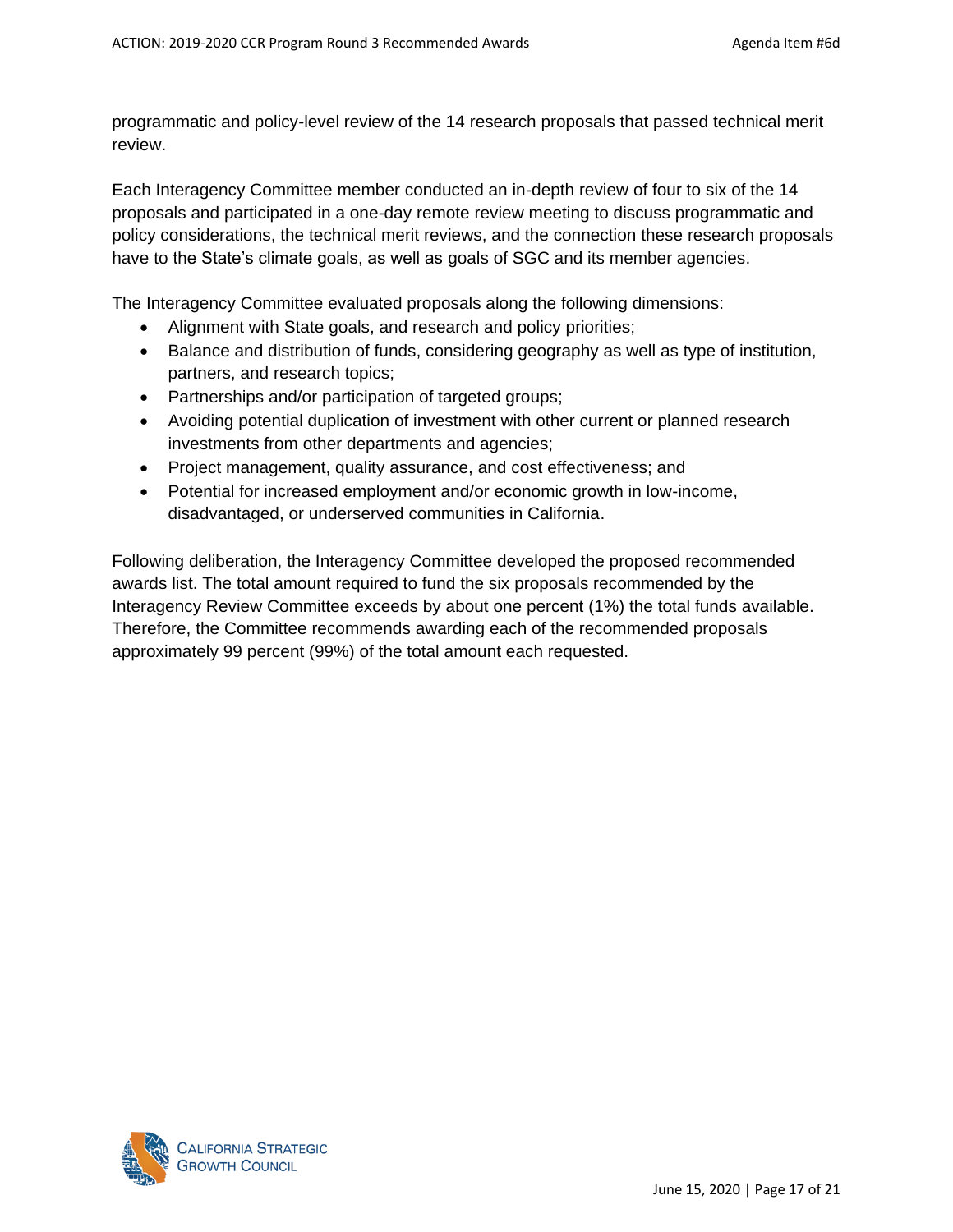programmatic and policy-level review of the 14 research proposals that passed technical merit review.

Each Interagency Committee member conducted an in-depth review of four to six of the 14 proposals and participated in a one-day remote review meeting to discuss programmatic and policy considerations, the technical merit reviews, and the connection these research proposals have to the State's climate goals, as well as goals of SGC and its member agencies.

The Interagency Committee evaluated proposals along the following dimensions:

- Alignment with State goals, and research and policy priorities;
- Balance and distribution of funds, considering geography as well as type of institution, partners, and research topics;
- Partnerships and/or participation of targeted groups;
- Avoiding potential duplication of investment with other current or planned research investments from other departments and agencies;
- Project management, quality assurance, and cost effectiveness; and
- Potential for increased employment and/or economic growth in low-income, disadvantaged, or underserved communities in California.

Following deliberation, the Interagency Committee developed the proposed recommended awards list. The total amount required to fund the six proposals recommended by the Interagency Review Committee exceeds by about one percent (1%) the total funds available. Therefore, the Committee recommends awarding each of the recommended proposals approximately 99 percent (99%) of the total amount each requested.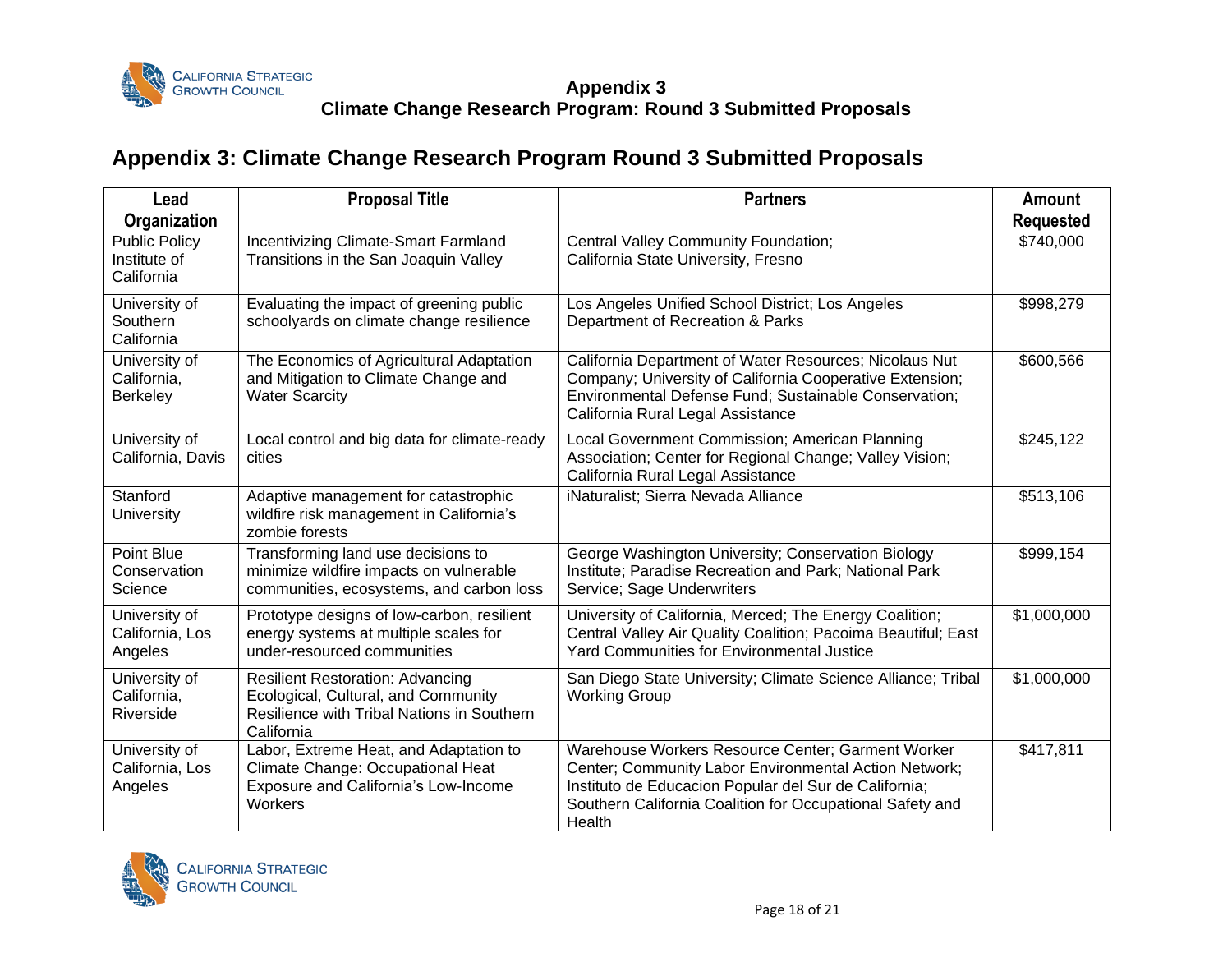# Appendix 3: Climate Change Research Program Round 3 Submitted Proposals

| Lead Organization | Proposal Title | Partners | Amount Requested |
|---|---|---|---|
| Public Policy Institute of California | Incentivizing Climate-Smart Farmland Transitions in the San Joaquin Valley | Central Valley Community Foundation; California State University, Fresno | $740,000 |
| University of Southern California | Evaluating the impact of greening public schoolyards on climate change resilience | Los Angeles Unified School District; Los Angeles Department of Recreation & Parks | $998,279 |
| University of California, Berkeley | The Economics of Agricultural Adaptation and Mitigation to Climate Change and Water Scarcity | California Department of Water Resources; Nicolaus Nut Company; University of California Cooperative Extension; Environmental Defense Fund; Sustainable Conservation; California Rural Legal Assistance | $600,566 |
| University of California, Davis | Local control and big data for climate-ready cities | Local Government Commission; American Planning Association; Center for Regional Change; Valley Vision; California Rural Legal Assistance | $245,122 |
| Stanford University | Adaptive management for catastrophic wildfire risk management in California's zombie forests | iNaturalist; Sierra Nevada Alliance | $513,106 |
| Point Blue Conservation Science | Transforming land use decisions to minimize wildfire impacts on vulnerable communities, ecosystems, and carbon loss | George Washington University; Conservation Biology Institute; Paradise Recreation and Park; National Park Service; Sage Underwriters | $999,154 |
| University of California, Los Angeles | Prototype designs of low-carbon, resilient energy systems at multiple scales for under-resourced communities | University of California, Merced; The Energy Coalition; Central Valley Air Quality Coalition; Pacoima Beautiful; East Yard Communities for Environmental Justice | $1,000,000 |
| University of California, Riverside | Resilient Restoration: Advancing Ecological, Cultural, and Community Resilience with Tribal Nations in Southern California | San Diego State University; Climate Science Alliance; Tribal Working Group | $1,000,000 |
| University of California, Los Angeles | Labor, Extreme Heat, and Adaptation to Climate Change: Occupational Heat Exposure and California's Low-Income Workers | Warehouse Workers Resource Center; Garment Worker Center; Community Labor Environmental Action Network; Instituto de Educacion Popular del Sur de California; Southern California Coalition for Occupational Safety and Health | $417,811 |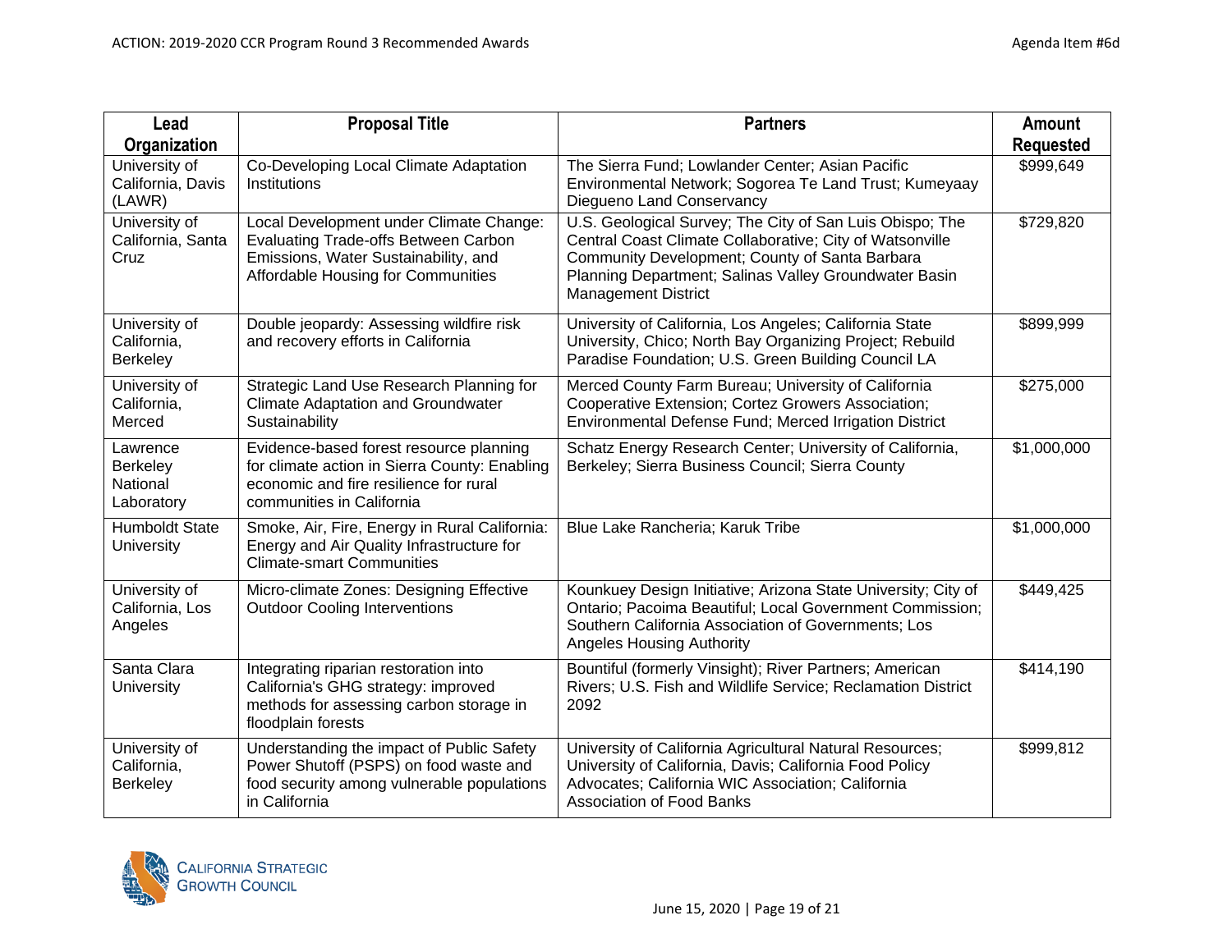| Lead Organization | Proposal Title | Partners | Amount Requested |
|---|---|---|---|
| University of California, Davis (LAWR) | Co-Developing Local Climate Adaptation Institutions | The Sierra Fund; Lowlander Center; Asian Pacific Environmental Network; Sogorea Te Land Trust; Kumeyaay Diegueno Land Conservancy | $999,649 |
| University of California, Santa Cruz | Local Development under Climate Change: Evaluating Trade-offs Between Carbon Emissions, Water Sustainability, and Affordable Housing for Communities | U.S. Geological Survey; The City of San Luis Obispo; The Central Coast Climate Collaborative; City of Watsonville Community Development; County of Santa Barbara Planning Department; Salinas Valley Groundwater Basin Management District | $729,820 |
| University of California, Berkeley | Double jeopardy: Assessing wildfire risk and recovery efforts in California | University of California, Los Angeles; California State University, Chico; North Bay Organizing Project; Rebuild Paradise Foundation; U.S. Green Building Council LA | $899,999 |
| University of California, Merced | Strategic Land Use Research Planning for Climate Adaptation and Groundwater Sustainability | Merced County Farm Bureau; University of California Cooperative Extension; Cortez Growers Association; Environmental Defense Fund; Merced Irrigation District | $275,000 |
| Lawrence Berkeley National Laboratory | Evidence-based forest resource planning for climate action in Sierra County: Enabling economic and fire resilience for rural communities in California | Schatz Energy Research Center; University of California, Berkeley; Sierra Business Council; Sierra County | $1,000,000 |
| Humboldt State University | Smoke, Air, Fire, Energy in Rural California: Energy and Air Quality Infrastructure for Climate-smart Communities | Blue Lake Rancheria; Karuk Tribe | $1,000,000 |
| University of California, Los Angeles | Micro-climate Zones: Designing Effective Outdoor Cooling Interventions | Kounkuey Design Initiative; Arizona State University; City of Ontario; Pacoima Beautiful; Local Government Commission; Southern California Association of Governments; Los Angeles Housing Authority | $449,425 |
| Santa Clara University | Integrating riparian restoration into California's GHG strategy: improved methods for assessing carbon storage in floodplain forests | Bountiful (formerly Vinsight); River Partners; American Rivers; U.S. Fish and Wildlife Service; Reclamation District 2092 | $414,190 |
| University of California, Berkeley | Understanding the impact of Public Safety Power Shutoff (PSPS) on food waste and food security among vulnerable populations in California | University of California Agricultural Natural Resources; University of California, Davis; California Food Policy Advocates; California WIC Association; California Association of Food Banks | $999,812 |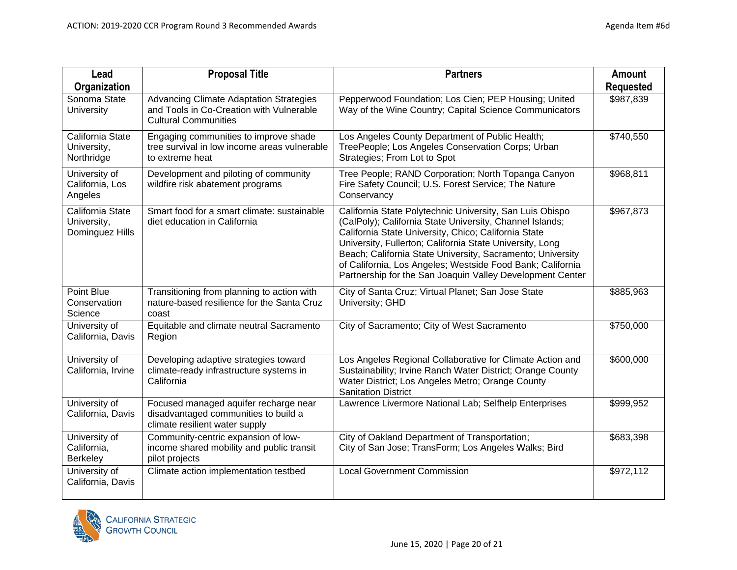| Lead Organization | Proposal Title | Partners | Amount Requested |
|---|---|---|---|
| Sonoma State University | Advancing Climate Adaptation Strategies and Tools in Co-Creation with Vulnerable Cultural Communities | Pepperwood Foundation; Los Cien; PEP Housing; United Way of the Wine Country; Capital Science Communicators | $987,839 |
| California State University, Northridge | Engaging communities to improve shade tree survival in low income areas vulnerable to extreme heat | Los Angeles County Department of Public Health; TreePeople; Los Angeles Conservation Corps; Urban Strategies; From Lot to Spot | $740,550 |
| University of California, Los Angeles | Development and piloting of community wildfire risk abatement programs | Tree People; RAND Corporation; North Topanga Canyon Fire Safety Council; U.S. Forest Service; The Nature Conservancy | $968,811 |
| California State University, Dominguez Hills | Smart food for a smart climate: sustainable diet education in California | California State Polytechnic University, San Luis Obispo (CalPoly); California State University, Channel Islands; California State University, Chico; California State University, Fullerton; California State University, Long Beach; California State University, Sacramento; University of California, Los Angeles; Westside Food Bank; California Partnership for the San Joaquin Valley Development Center | $967,873 |
| Point Blue Conservation Science | Transitioning from planning to action with nature-based resilience for the Santa Cruz coast | City of Santa Cruz; Virtual Planet; San Jose State University; GHD | $885,963 |
| University of California, Davis | Equitable and climate neutral Sacramento Region | City of Sacramento; City of West Sacramento | $750,000 |
| University of California, Irvine | Developing adaptive strategies toward climate-ready infrastructure systems in California | Los Angeles Regional Collaborative for Climate Action and Sustainability; Irvine Ranch Water District; Orange County Water District; Los Angeles Metro; Orange County Sanitation District | $600,000 |
| University of California, Davis | Focused managed aquifer recharge near disadvantaged communities to build a climate resilient water supply | Lawrence Livermore National Lab; Selfhelp Enterprises | $999,952 |
| University of California, Berkeley | Community-centric expansion of low-income shared mobility and public transit pilot projects | City of Oakland Department of Transportation; City of San Jose; TransForm; Los Angeles Walks; Bird | $683,398 |
| University of California, Davis | Climate action implementation testbed | Local Government Commission | $972,112 |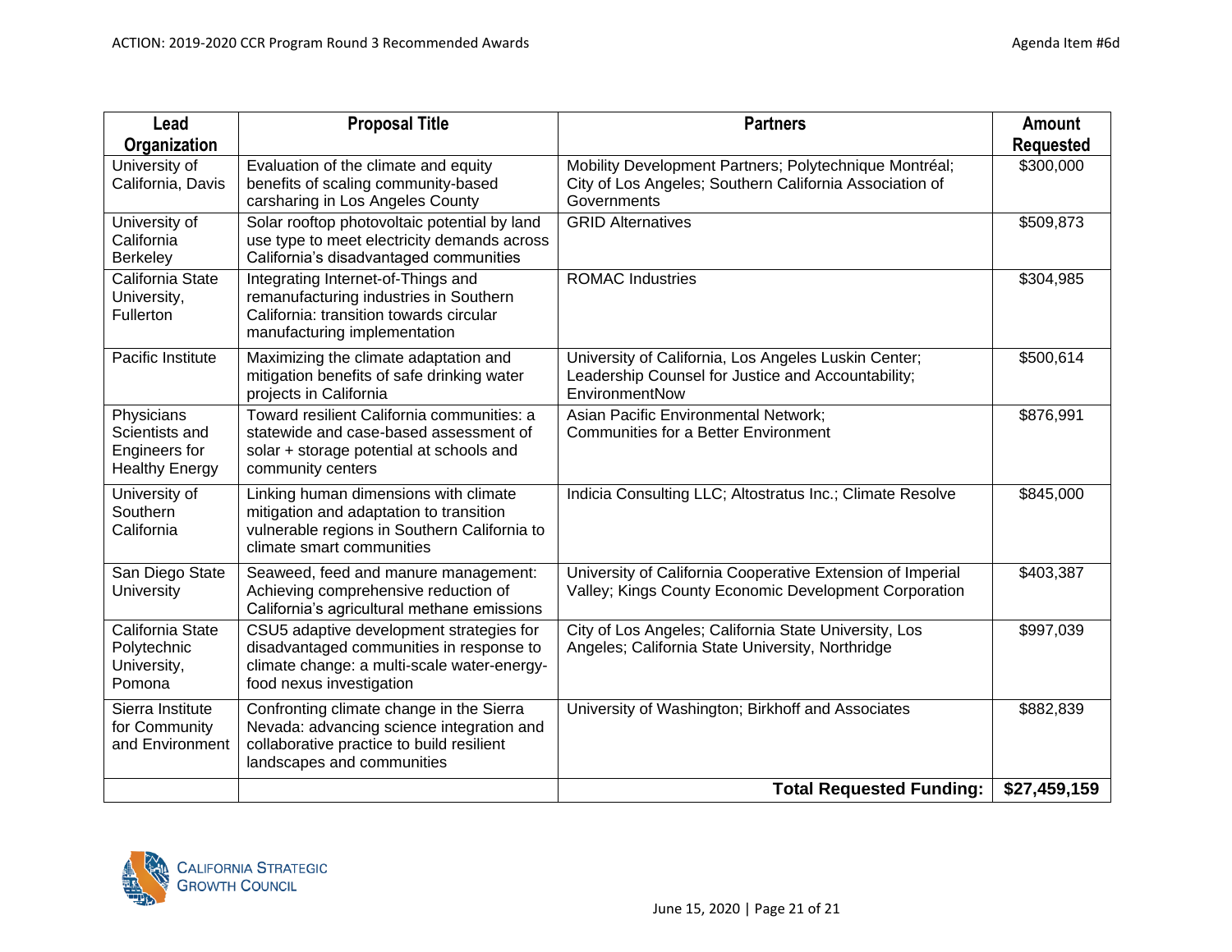| Lead Organization | Proposal Title | Partners | Amount Requested |
|---|---|---|---|
| University of California, Davis | Evaluation of the climate and equity benefits of scaling community-based carsharing in Los Angeles County | Mobility Development Partners; Polytechnique Montréal; City of Los Angeles; Southern California Association of Governments | $300,000 |
| University of California Berkeley | Solar rooftop photovoltaic potential by land use type to meet electricity demands across California's disadvantaged communities | GRID Alternatives | $509,873 |
| California State University, Fullerton | Integrating Internet-of-Things and remanufacturing industries in Southern California: transition towards circular manufacturing implementation | ROMAC Industries | $304,985 |
| Pacific Institute | Maximizing the climate adaptation and mitigation benefits of safe drinking water projects in California | University of California, Los Angeles Luskin Center; Leadership Counsel for Justice and Accountability; EnvironmentNow | $500,614 |
| Physicians Scientists and Engineers for Healthy Energy | Toward resilient California communities: a statewide and case-based assessment of solar + storage potential at schools and community centers | Asian Pacific Environmental Network; Communities for a Better Environment | $876,991 |
| University of Southern California | Linking human dimensions with climate mitigation and adaptation to transition vulnerable regions in Southern California to climate smart communities | Indicia Consulting LLC; Altostratus Inc.; Climate Resolve | $845,000 |
| San Diego State University | Seaweed, feed and manure management: Achieving comprehensive reduction of California's agricultural methane emissions | University of California Cooperative Extension of Imperial Valley; Kings County Economic Development Corporation | $403,387 |
| California State Polytechnic University, Pomona | CSU5 adaptive development strategies for disadvantaged communities in response to climate change: a multi-scale water-energy-food nexus investigation | City of Los Angeles; California State University, Los Angeles; California State University, Northridge | $997,039 |
| Sierra Institute for Community and Environment | Confronting climate change in the Sierra Nevada: advancing science integration and collaborative practice to build resilient landscapes and communities | University of Washington; Birkhoff and Associates | $882,839 |
| | | **Total Requested Funding:** | **$27,459,159** |